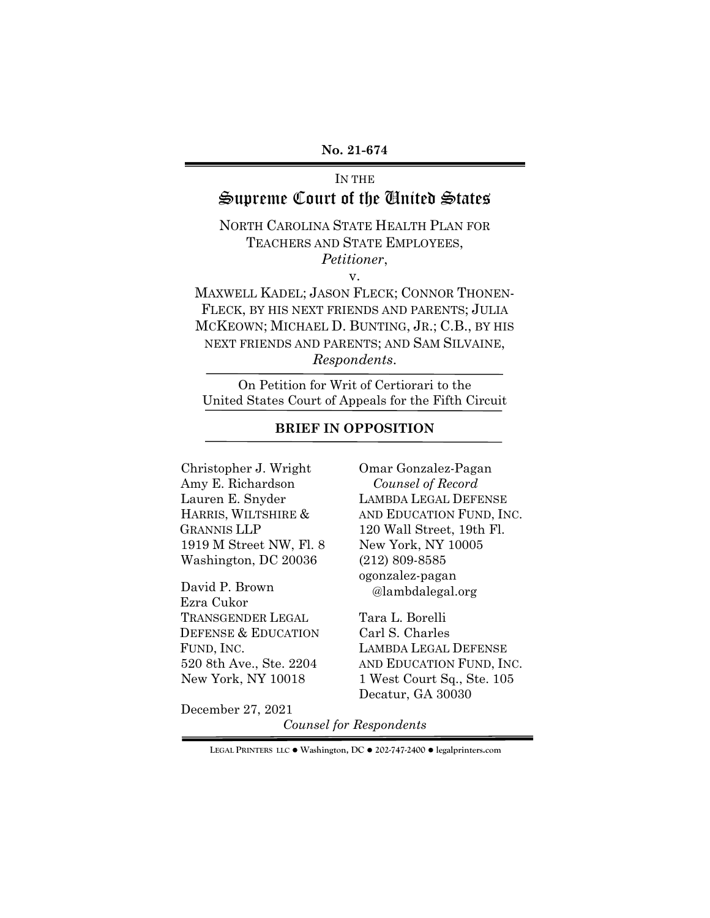**No. 21-674**

IN THE

# Supreme Court of the United States

NORTH CAROLINA STATE HEALTH PLAN FOR TEACHERS AND STATE EMPLOYEES,
*Petitioner*,

v.

MAXWELL KADEL; JASON FLECK; CONNOR THONEN-FLECK, BY HIS NEXT FRIENDS AND PARENTS; JULIA MCKEOWN; MICHAEL D. BUNTING, JR.; C.B., BY HIS NEXT FRIENDS AND PARENTS; AND SAM SILVAINE,
*Respondents*.

On Petition for Writ of Certiorari to the United States Court of Appeals for the Fifth Circuit

**BRIEF IN OPPOSITION**

Christopher J. Wright
Amy E. Richardson
Lauren E. Snyder
HARRIS, WILTSHIRE & GRANNIS LLP
1919 M Street NW, Fl. 8
Washington, DC 20036

David P. Brown
Ezra Cukor
TRANSGENDER LEGAL DEFENSE & EDUCATION FUND, INC.
520 8th Ave., Ste. 2204
New York, NY 10018

Omar Gonzalez-Pagan
*Counsel of Record*
LAMBDA LEGAL DEFENSE AND EDUCATION FUND, INC.
120 Wall Street, 19th Fl.
New York, NY 10005
(212) 809-8585
ogonzalez-pagan@lambdalegal.org

Tara L. Borelli
Carl S. Charles
LAMBDA LEGAL DEFENSE AND EDUCATION FUND, INC.
1 West Court Sq., Ste. 105
Decatur, GA 30030

December 27, 2021

*Counsel for Respondents*

LEGAL PRINTERS LLC ● Washington, DC ● 202-747-2400 ● legalprinters.com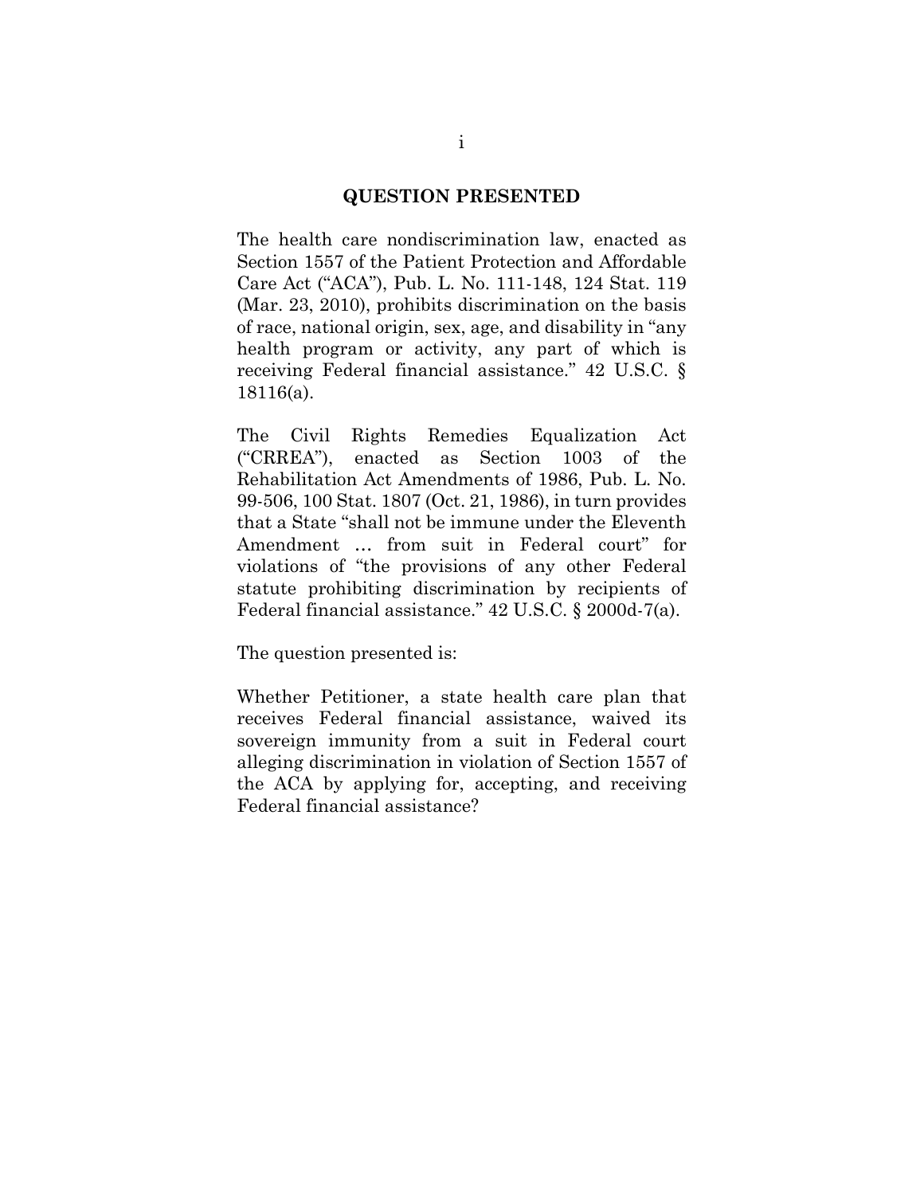## QUESTION PRESENTED

The health care nondiscrimination law, enacted as Section 1557 of the Patient Protection and Affordable Care Act ("ACA"), Pub. L. No. 111-148, 124 Stat. 119 (Mar. 23, 2010), prohibits discrimination on the basis of race, national origin, sex, age, and disability in "any health program or activity, any part of which is receiving Federal financial assistance." 42 U.S.C. § 18116(a).

The Civil Rights Remedies Equalization Act ("CRREA"), enacted as Section 1003 of the Rehabilitation Act Amendments of 1986, Pub. L. No. 99-506, 100 Stat. 1807 (Oct. 21, 1986), in turn provides that a State "shall not be immune under the Eleventh Amendment … from suit in Federal court" for violations of "the provisions of any other Federal statute prohibiting discrimination by recipients of Federal financial assistance." 42 U.S.C. § 2000d-7(a).

The question presented is:

Whether Petitioner, a state health care plan that receives Federal financial assistance, waived its sovereign immunity from a suit in Federal court alleging discrimination in violation of Section 1557 of the ACA by applying for, accepting, and receiving Federal financial assistance?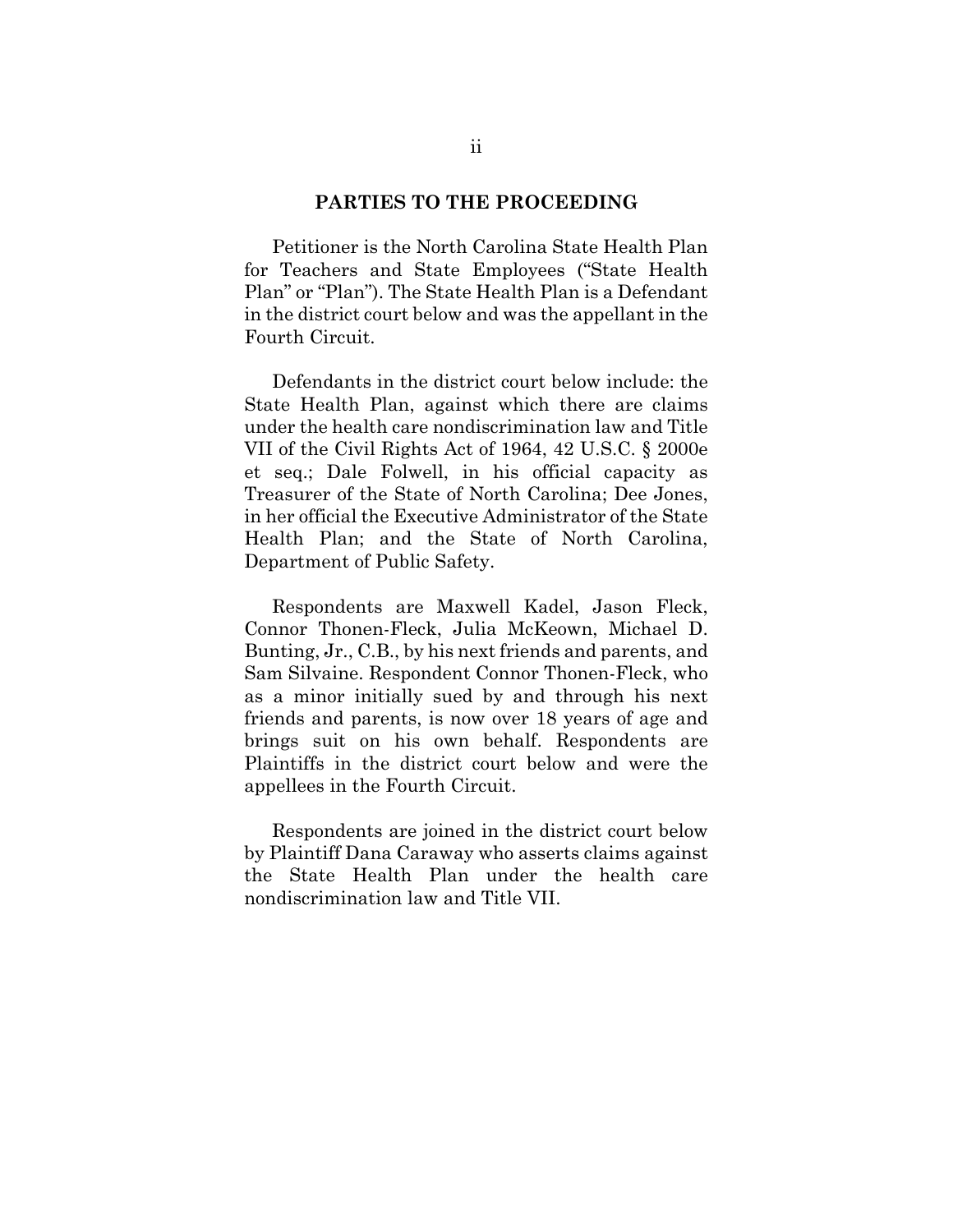## PARTIES TO THE PROCEEDING

Petitioner is the North Carolina State Health Plan for Teachers and State Employees ("State Health Plan" or "Plan"). The State Health Plan is a Defendant in the district court below and was the appellant in the Fourth Circuit.

Defendants in the district court below include: the State Health Plan, against which there are claims under the health care nondiscrimination law and Title VII of the Civil Rights Act of 1964, 42 U.S.C. § 2000e et seq.; Dale Folwell, in his official capacity as Treasurer of the State of North Carolina; Dee Jones, in her official the Executive Administrator of the State Health Plan; and the State of North Carolina, Department of Public Safety.

Respondents are Maxwell Kadel, Jason Fleck, Connor Thonen-Fleck, Julia McKeown, Michael D. Bunting, Jr., C.B., by his next friends and parents, and Sam Silvaine. Respondent Connor Thonen-Fleck, who as a minor initially sued by and through his next friends and parents, is now over 18 years of age and brings suit on his own behalf. Respondents are Plaintiffs in the district court below and were the appellees in the Fourth Circuit.

Respondents are joined in the district court below by Plaintiff Dana Caraway who asserts claims against the State Health Plan under the health care nondiscrimination law and Title VII.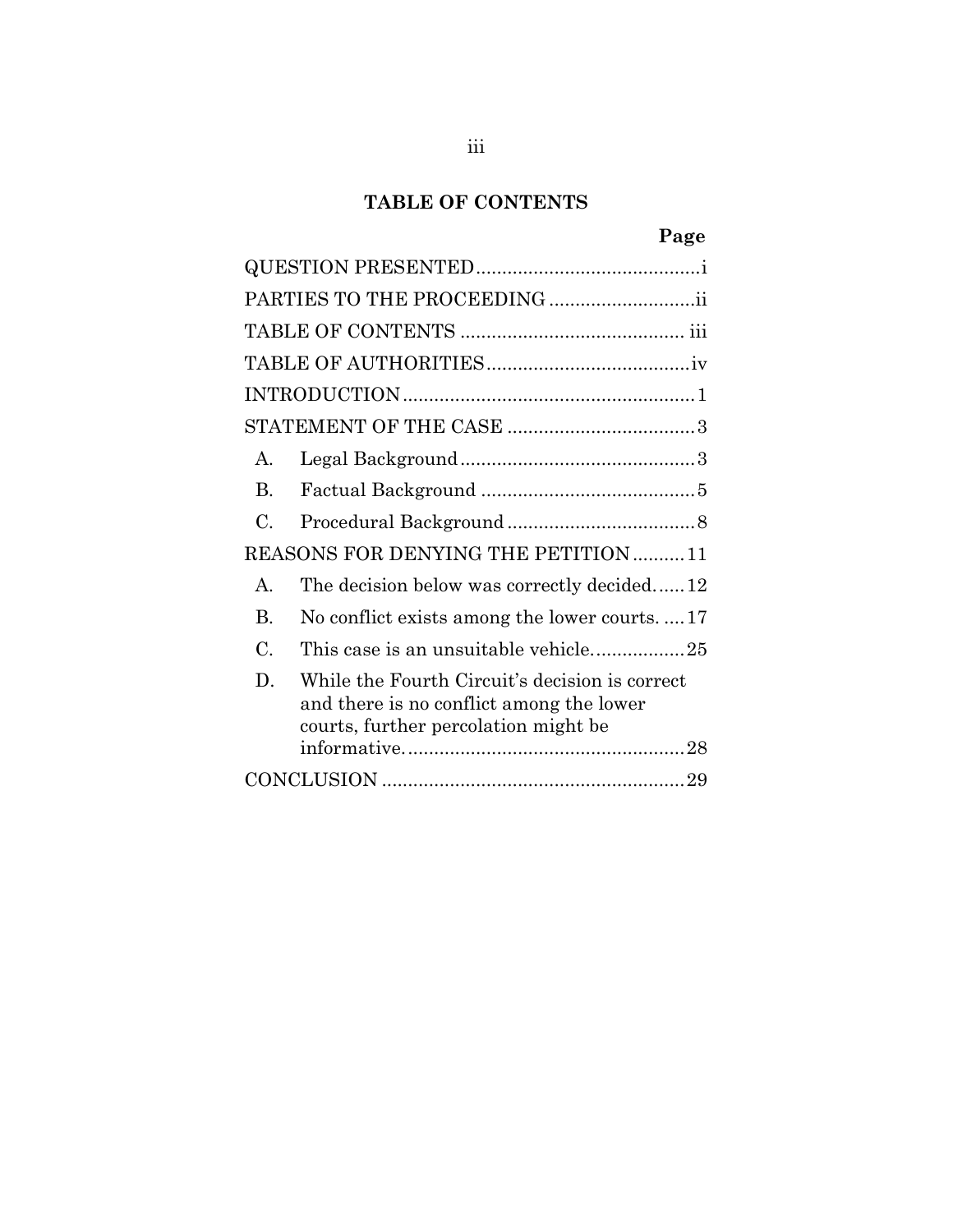## TABLE OF CONTENTS

| | Page |
|---|---|
| QUESTION PRESENTED | i |
| PARTIES TO THE PROCEEDING | ii |
| TABLE OF CONTENTS | iii |
| TABLE OF AUTHORITIES | iv |
| INTRODUCTION | 1 |
| STATEMENT OF THE CASE | 3 |
| A. Legal Background | 3 |
| B. Factual Background | 5 |
| C. Procedural Background | 8 |
| REASONS FOR DENYING THE PETITION | 11 |
| A. The decision below was correctly decided. | 12 |
| B. No conflict exists among the lower courts. | 17 |
| C. This case is an unsuitable vehicle. | 25 |
| D. While the Fourth Circuit's decision is correct and there is no conflict among the lower courts, further percolation might be informative. | 28 |
| CONCLUSION | 29 |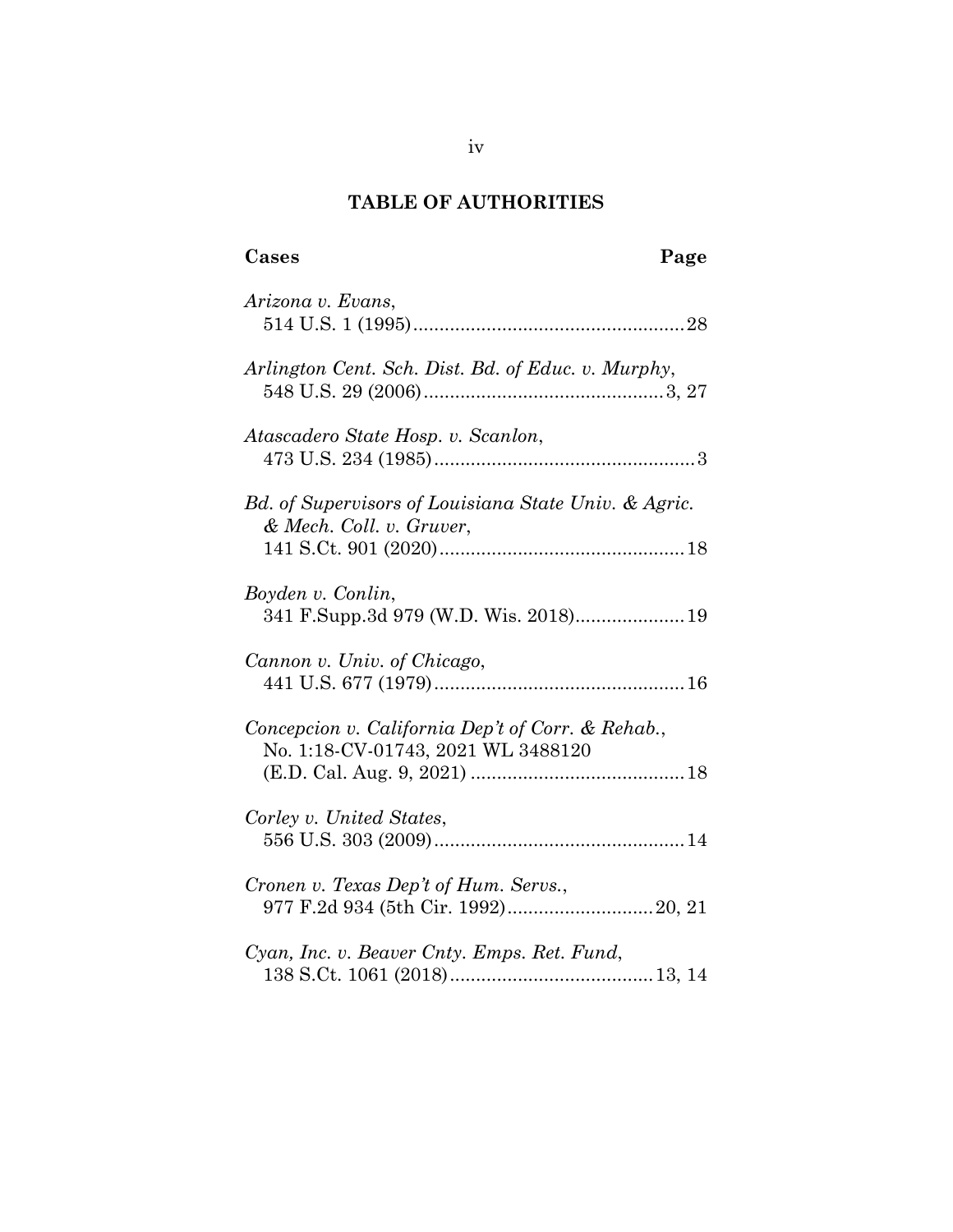## TABLE OF AUTHORITIES

**Cases** **Page**

*Arizona v. Evans*,
514 U.S. 1 (1995)....................................................28

*Arlington Cent. Sch. Dist. Bd. of Educ. v. Murphy*,
548 U.S. 29 (2006)..............................................3, 27

*Atascadero State Hosp. v. Scanlon*,
473 U.S. 234 (1985)..................................................3

*Bd. of Supervisors of Louisiana State Univ. & Agric. & Mech. Coll. v. Gruver*,
141 S.Ct. 901 (2020)...............................................18

*Boyden v. Conlin*,
341 F.Supp.3d 979 (W.D. Wis. 2018).....................19

*Cannon v. Univ. of Chicago*,
441 U.S. 677 (1979)................................................16

*Concepcion v. California Dep't of Corr. & Rehab.*,
No. 1:18-CV-01743, 2021 WL 3488120
(E.D. Cal. Aug. 9, 2021) .........................................18

*Corley v. United States*,
556 U.S. 303 (2009)................................................14

*Cronen v. Texas Dep't of Hum. Servs.*,
977 F.2d 934 (5th Cir. 1992)............................20, 21

*Cyan, Inc. v. Beaver Cnty. Emps. Ret. Fund*,
138 S.Ct. 1061 (2018).......................................13, 14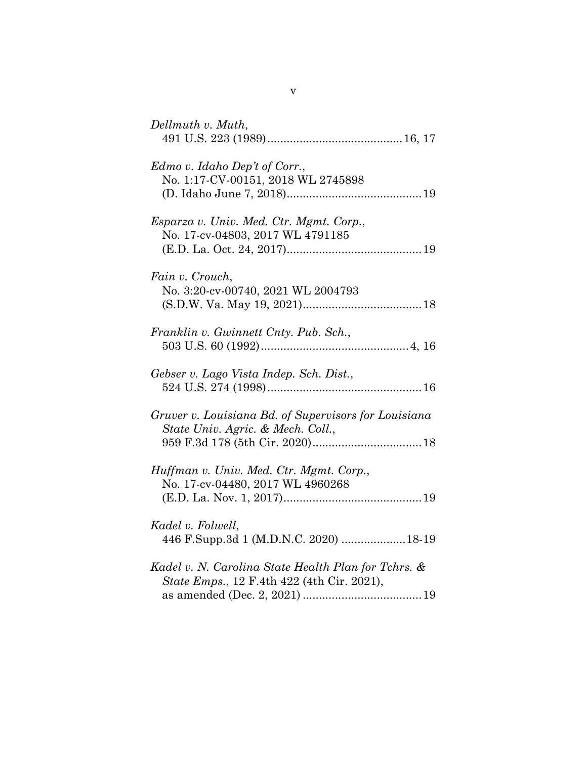*Dellmuth v. Muth*,
491 U.S. 223 (1989)..........................................16, 17

*Edmo v. Idaho Dep't of Corr.*,
No. 1:17-CV-00151, 2018 WL 2745898
(D. Idaho June 7, 2018)..........................................19

*Esparza v. Univ. Med. Ctr. Mgmt. Corp.*,
No. 17-cv-04803, 2017 WL 4791185
(E.D. La. Oct. 24, 2017)..........................................19

*Fain v. Crouch*,
No. 3:20-cv-00740, 2021 WL 2004793
(S.D.W. Va. May 19, 2021).....................................18

*Franklin v. Gwinnett Cnty. Pub. Sch.*,
503 U.S. 60 (1992)..............................................4, 16

*Gebser v. Lago Vista Indep. Sch. Dist.*,
524 U.S. 274 (1998)................................................16

*Gruver v. Louisiana Bd. of Supervisors for Louisiana State Univ. Agric. & Mech. Coll.*,
959 F.3d 178 (5th Cir. 2020)..................................18

*Huffman v. Univ. Med. Ctr. Mgmt. Corp.*,
No. 17-cv-04480, 2017 WL 4960268
(E.D. La. Nov. 1, 2017)...........................................19

*Kadel v. Folwell*,
446 F.Supp.3d 1 (M.D.N.C. 2020) ....................18-19

*Kadel v. N. Carolina State Health Plan for Tchrs. & State Emps.*, 12 F.4th 422 (4th Cir. 2021),
as amended (Dec. 2, 2021) .....................................19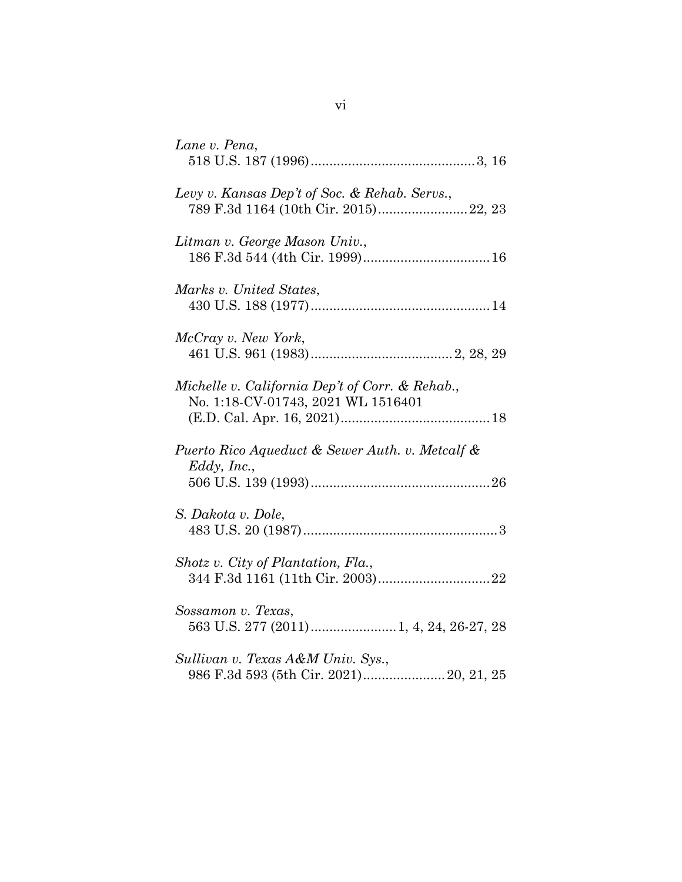*Lane v. Pena*,
518 U.S. 187 (1996)............................................3, 16

*Levy v. Kansas Dep't of Soc. & Rehab. Servs.*,
789 F.3d 1164 (10th Cir. 2015)........................22, 23

*Litman v. George Mason Univ.*,
186 F.3d 544 (4th Cir. 1999)..................................16

*Marks v. United States*,
430 U.S. 188 (1977)................................................14

*McCray v. New York*,
461 U.S. 961 (1983)......................................2, 28, 29

*Michelle v. California Dep't of Corr. & Rehab.*,
No. 1:18-CV-01743, 2021 WL 1516401
(E.D. Cal. Apr. 16, 2021)........................................18

*Puerto Rico Aqueduct & Sewer Auth. v. Metcalf & Eddy, Inc.*,
506 U.S. 139 (1993)................................................26

*S. Dakota v. Dole*,
483 U.S. 20 (1987)....................................................3

*Shotz v. City of Plantation, Fla.*,
344 F.3d 1161 (11th Cir. 2003)..............................22

*Sossamon v. Texas*,
563 U.S. 277 (2011).......................1, 4, 24, 26-27, 28

*Sullivan v. Texas A&M Univ. Sys.*,
986 F.3d 593 (5th Cir. 2021)......................20, 21, 25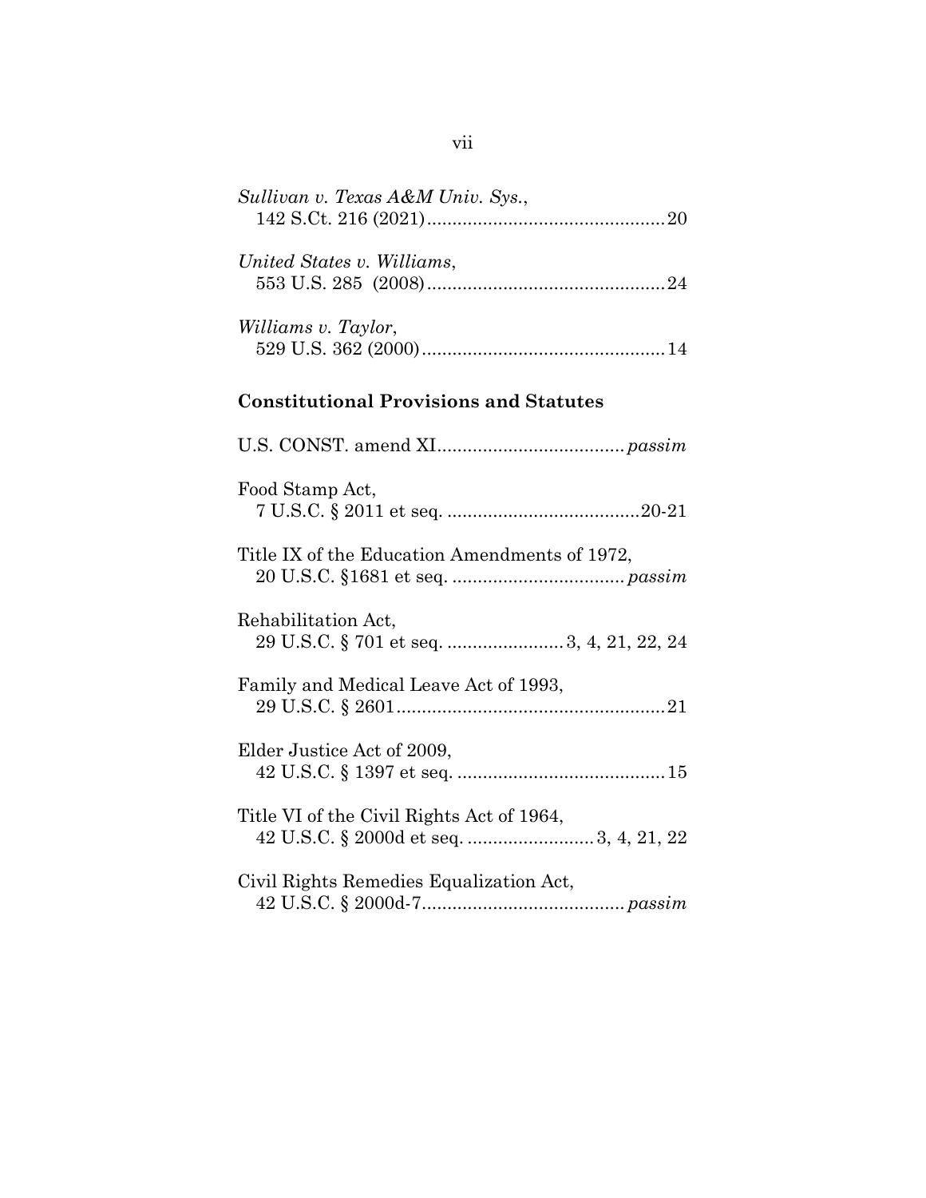*Sullivan v. Texas A&M Univ. Sys.*,
142 S.Ct. 216 (2021) .............................................. 20

*United States v. Williams*,
553 U.S. 285 (2008) .............................................. 24

*Williams v. Taylor*,
529 U.S. 362 (2000) ................................................ 14

**Constitutional Provisions and Statutes**

U.S. CONST. amend XI.................................... *passim*

Food Stamp Act,
7 U.S.C. § 2011 et seq. ......................................20-21

Title IX of the Education Amendments of 1972,
20 U.S.C. §1681 et seq. .................................. *passim*

Rehabilitation Act,
29 U.S.C. § 701 et seq. ....................... 3, 4, 21, 22, 24

Family and Medical Leave Act of 1993,
29 U.S.C. § 2601..................................................... 21

Elder Justice Act of 2009,
42 U.S.C. § 1397 et seq. ......................................... 15

Title VI of the Civil Rights Act of 1964,
42 U.S.C. § 2000d et seq. ......................... 3, 4, 21, 22

Civil Rights Remedies Equalization Act,
42 U.S.C. § 2000d-7....................................... *passim*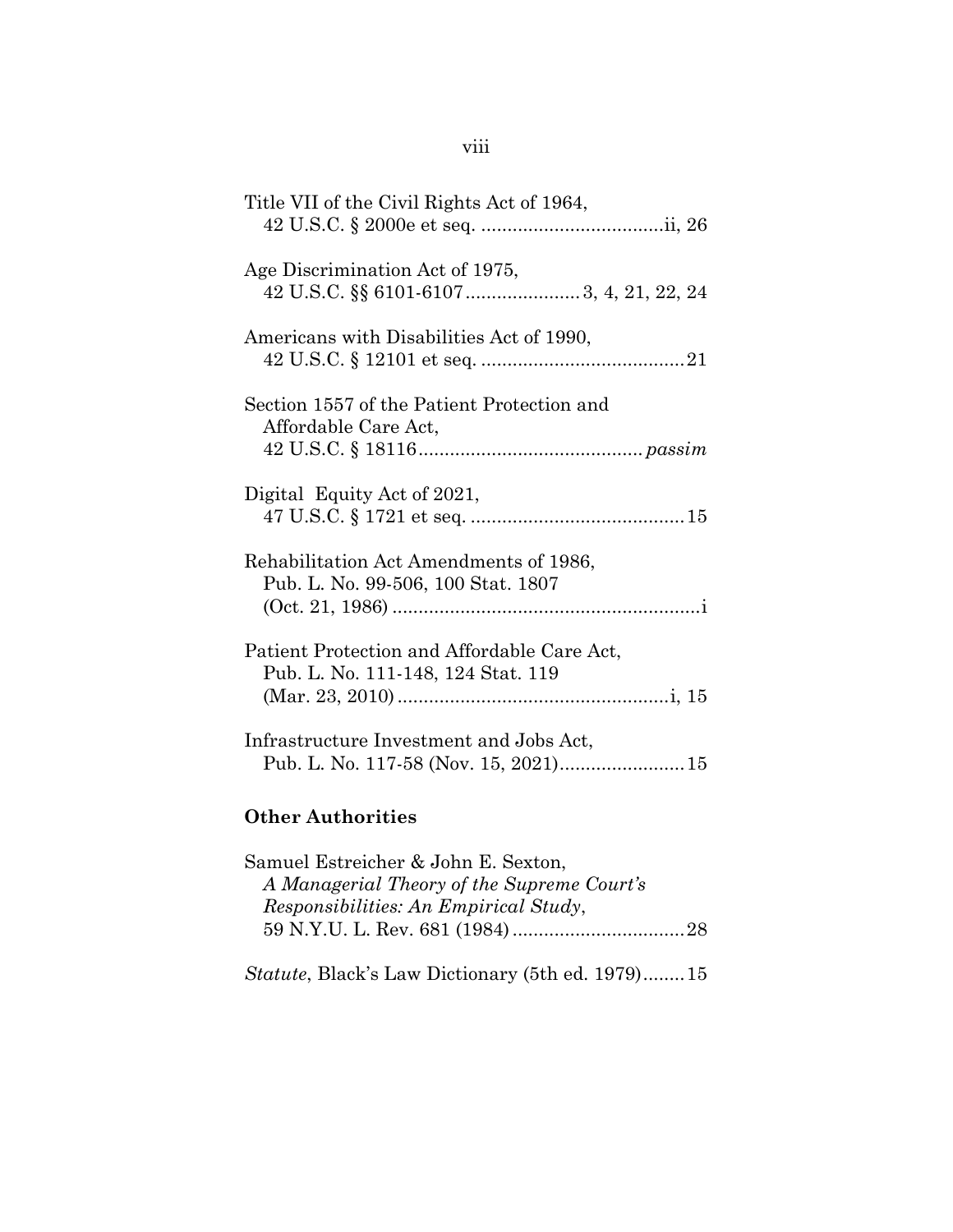Title VII of the Civil Rights Act of 1964,
42 U.S.C. § 2000e et seq. ...................................ii, 26

Age Discrimination Act of 1975,
42 U.S.C. §§ 6101-6107......................3, 4, 21, 22, 24

Americans with Disabilities Act of 1990,
42 U.S.C. § 12101 et seq. .......................................21

Section 1557 of the Patient Protection and
Affordable Care Act,
42 U.S.C. § 18116........................................... *passim*

Digital Equity Act of 2021,
47 U.S.C. § 1721 et seq. .........................................15

Rehabilitation Act Amendments of 1986,
Pub. L. No. 99-506, 100 Stat. 1807
(Oct. 21, 1986) ...........................................................i

Patient Protection and Affordable Care Act,
Pub. L. No. 111-148, 124 Stat. 119
(Mar. 23, 2010) ....................................................i, 15

Infrastructure Investment and Jobs Act,
Pub. L. No. 117-58 (Nov. 15, 2021)........................15

**Other Authorities**

Samuel Estreicher & John E. Sexton,
*A Managerial Theory of the Supreme Court's Responsibilities: An Empirical Study*,
59 N.Y.U. L. Rev. 681 (1984) .................................28

*Statute*, Black's Law Dictionary (5th ed. 1979)........15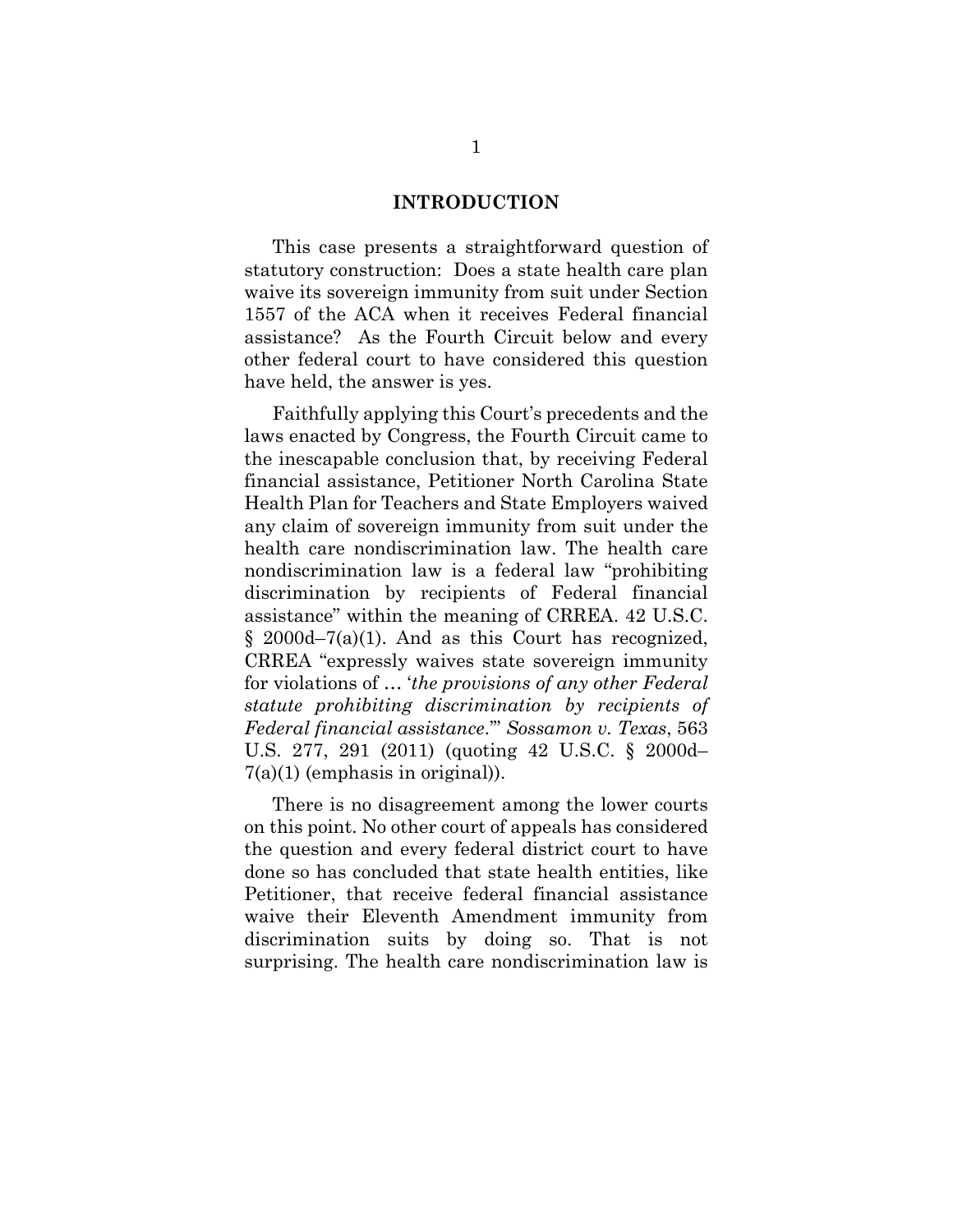## INTRODUCTION

This case presents a straightforward question of statutory construction: Does a state health care plan waive its sovereign immunity from suit under Section 1557 of the ACA when it receives Federal financial assistance? As the Fourth Circuit below and every other federal court to have considered this question have held, the answer is yes.

Faithfully applying this Court's precedents and the laws enacted by Congress, the Fourth Circuit came to the inescapable conclusion that, by receiving Federal financial assistance, Petitioner North Carolina State Health Plan for Teachers and State Employers waived any claim of sovereign immunity from suit under the health care nondiscrimination law. The health care nondiscrimination law is a federal law "prohibiting discrimination by recipients of Federal financial assistance" within the meaning of CRREA. 42 U.S.C. § 2000d–7(a)(1). And as this Court has recognized, CRREA "expressly waives state sovereign immunity for violations of … '*the provisions of any other Federal statute prohibiting discrimination by recipients of Federal financial assistance*.'" *Sossamon v. Texas*, 563 U.S. 277, 291 (2011) (quoting 42 U.S.C. § 2000d–7(a)(1) (emphasis in original)).

There is no disagreement among the lower courts on this point. No other court of appeals has considered the question and every federal district court to have done so has concluded that state health entities, like Petitioner, that receive federal financial assistance waive their Eleventh Amendment immunity from discrimination suits by doing so. That is not surprising. The health care nondiscrimination law is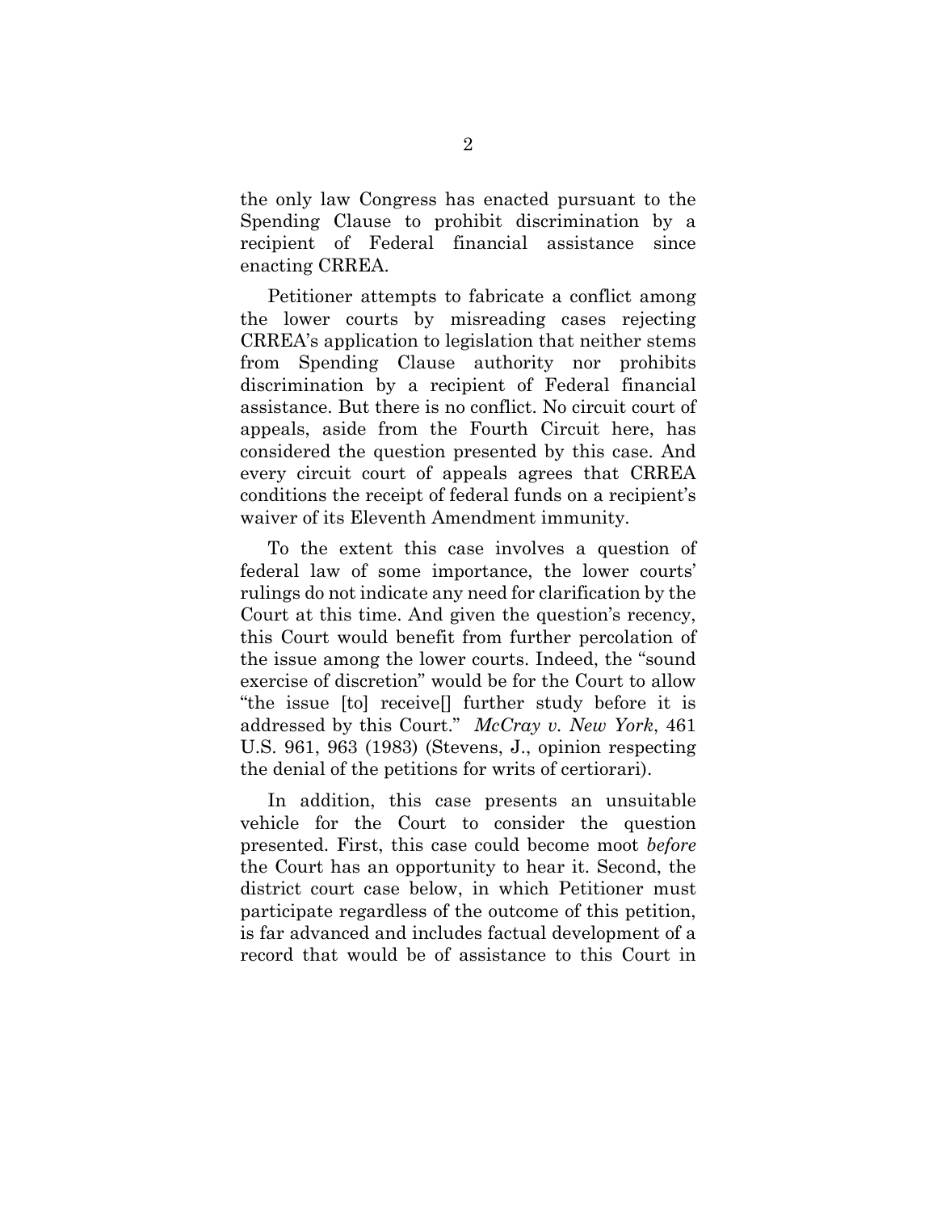the only law Congress has enacted pursuant to the Spending Clause to prohibit discrimination by a recipient of Federal financial assistance since enacting CRREA.

Petitioner attempts to fabricate a conflict among the lower courts by misreading cases rejecting CRREA's application to legislation that neither stems from Spending Clause authority nor prohibits discrimination by a recipient of Federal financial assistance. But there is no conflict. No circuit court of appeals, aside from the Fourth Circuit here, has considered the question presented by this case. And every circuit court of appeals agrees that CRREA conditions the receipt of federal funds on a recipient's waiver of its Eleventh Amendment immunity.

To the extent this case involves a question of federal law of some importance, the lower courts' rulings do not indicate any need for clarification by the Court at this time. And given the question's recency, this Court would benefit from further percolation of the issue among the lower courts. Indeed, the "sound exercise of discretion" would be for the Court to allow "the issue [to] receive[] further study before it is addressed by this Court." *McCray v. New York*, 461 U.S. 961, 963 (1983) (Stevens, J., opinion respecting the denial of the petitions for writs of certiorari).

In addition, this case presents an unsuitable vehicle for the Court to consider the question presented. First, this case could become moot *before* the Court has an opportunity to hear it. Second, the district court case below, in which Petitioner must participate regardless of the outcome of this petition, is far advanced and includes factual development of a record that would be of assistance to this Court in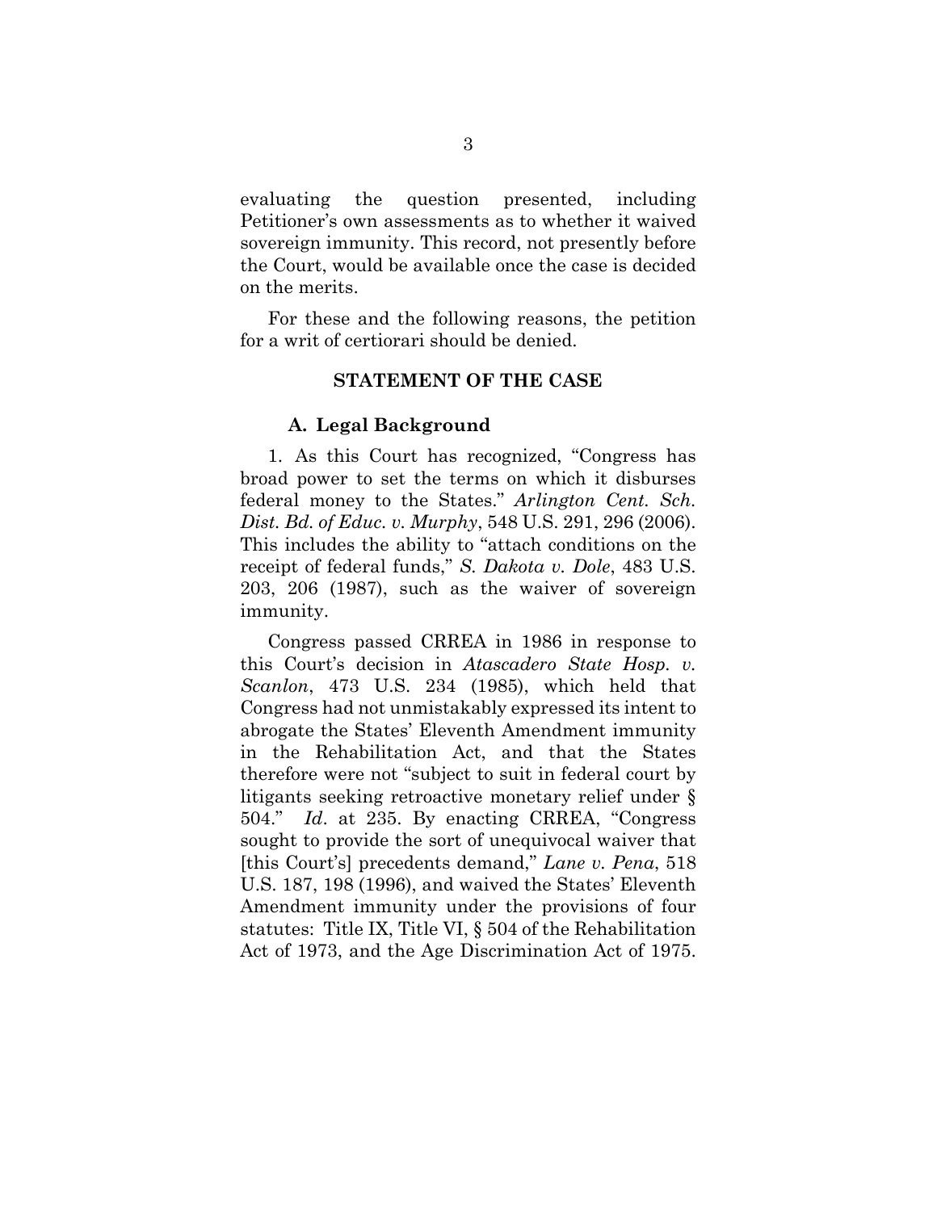evaluating the question presented, including Petitioner's own assessments as to whether it waived sovereign immunity. This record, not presently before the Court, would be available once the case is decided on the merits.

For these and the following reasons, the petition for a writ of certiorari should be denied.

## STATEMENT OF THE CASE

### A. Legal Background

1. As this Court has recognized, "Congress has broad power to set the terms on which it disburses federal money to the States." *Arlington Cent. Sch. Dist. Bd. of Educ. v. Murphy*, 548 U.S. 291, 296 (2006). This includes the ability to "attach conditions on the receipt of federal funds," *S. Dakota v. Dole*, 483 U.S. 203, 206 (1987), such as the waiver of sovereign immunity.

Congress passed CRREA in 1986 in response to this Court's decision in *Atascadero State Hosp. v. Scanlon*, 473 U.S. 234 (1985), which held that Congress had not unmistakably expressed its intent to abrogate the States' Eleventh Amendment immunity in the Rehabilitation Act, and that the States therefore were not "subject to suit in federal court by litigants seeking retroactive monetary relief under § 504." *Id*. at 235. By enacting CRREA, "Congress sought to provide the sort of unequivocal waiver that [this Court's] precedents demand," *Lane v. Pena*, 518 U.S. 187, 198 (1996), and waived the States' Eleventh Amendment immunity under the provisions of four statutes: Title IX, Title VI, § 504 of the Rehabilitation Act of 1973, and the Age Discrimination Act of 1975.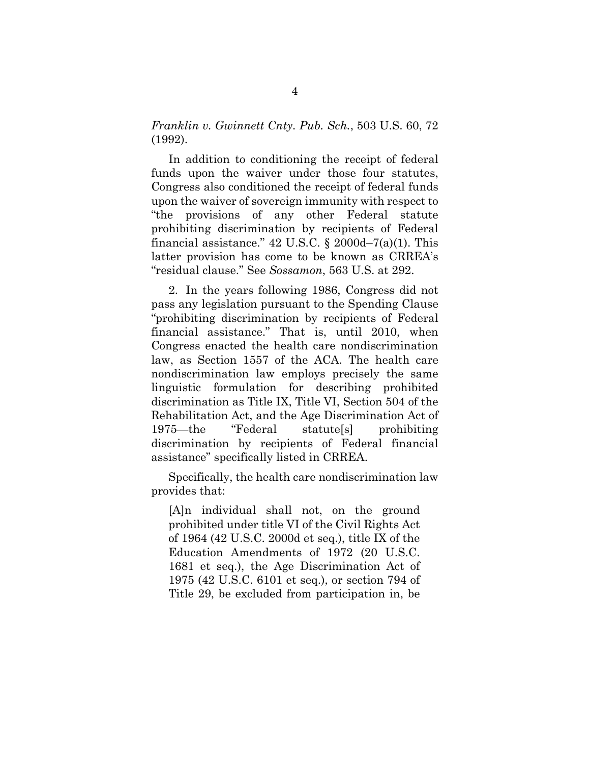*Franklin v. Gwinnett Cnty. Pub. Sch.*, 503 U.S. 60, 72 (1992).

In addition to conditioning the receipt of federal funds upon the waiver under those four statutes, Congress also conditioned the receipt of federal funds upon the waiver of sovereign immunity with respect to "the provisions of any other Federal statute prohibiting discrimination by recipients of Federal financial assistance." 42 U.S.C. § 2000d–7(a)(1). This latter provision has come to be known as CRREA's "residual clause." See *Sossamon*, 563 U.S. at 292.

2. In the years following 1986, Congress did not pass any legislation pursuant to the Spending Clause "prohibiting discrimination by recipients of Federal financial assistance." That is, until 2010, when Congress enacted the health care nondiscrimination law, as Section 1557 of the ACA. The health care nondiscrimination law employs precisely the same linguistic formulation for describing prohibited discrimination as Title IX, Title VI, Section 504 of the Rehabilitation Act, and the Age Discrimination Act of 1975—the "Federal statute[s] prohibiting discrimination by recipients of Federal financial assistance" specifically listed in CRREA.

Specifically, the health care nondiscrimination law provides that:

> [A]n individual shall not, on the ground prohibited under title VI of the Civil Rights Act of 1964 (42 U.S.C. 2000d et seq.), title IX of the Education Amendments of 1972 (20 U.S.C. 1681 et seq.), the Age Discrimination Act of 1975 (42 U.S.C. 6101 et seq.), or section 794 of Title 29, be excluded from participation in, be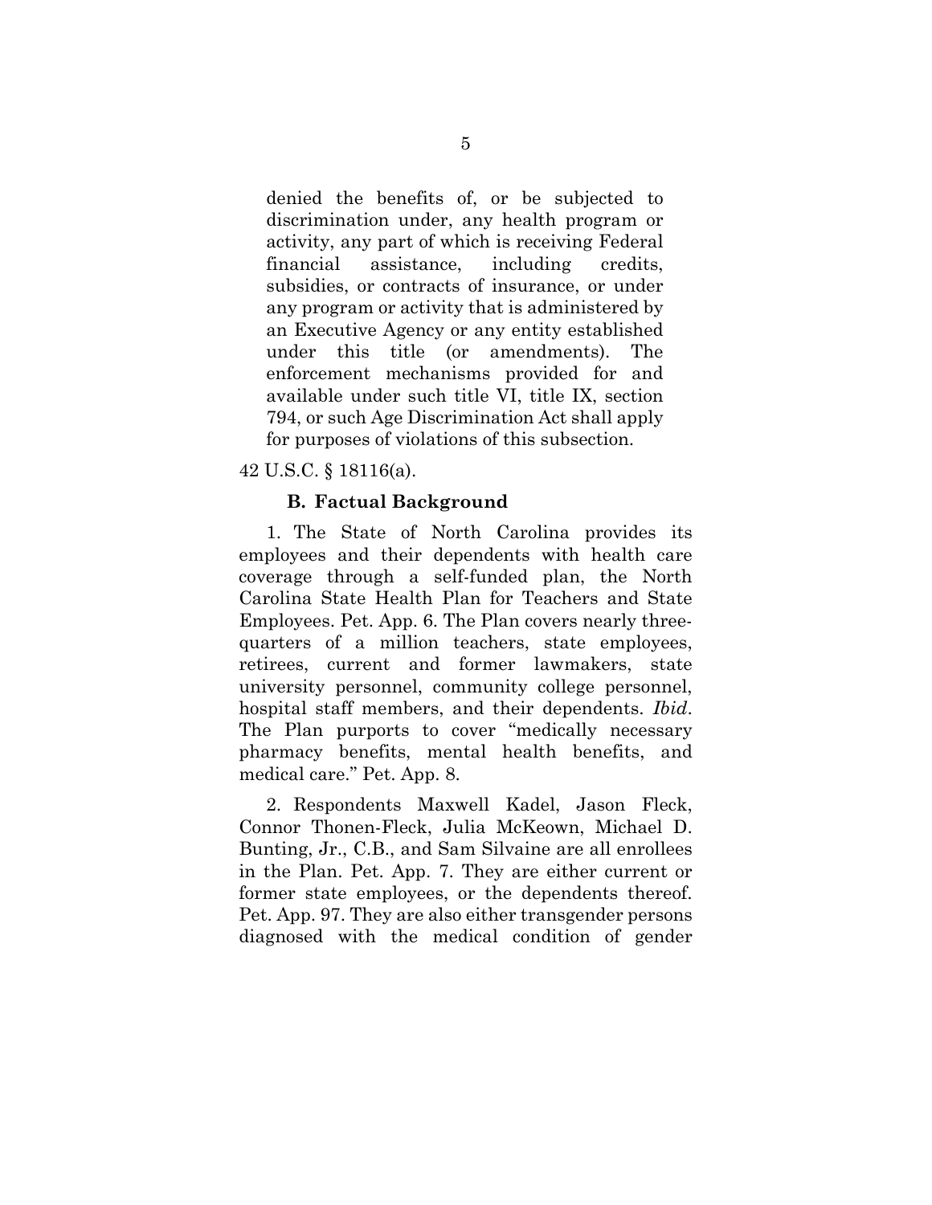> denied the benefits of, or be subjected to discrimination under, any health program or activity, any part of which is receiving Federal financial assistance, including credits, subsidies, or contracts of insurance, or under any program or activity that is administered by an Executive Agency or any entity established under this title (or amendments). The enforcement mechanisms provided for and available under such title VI, title IX, section 794, or such Age Discrimination Act shall apply for purposes of violations of this subsection.

42 U.S.C. § 18116(a).

### B. Factual Background

1. The State of North Carolina provides its employees and their dependents with health care coverage through a self-funded plan, the North Carolina State Health Plan for Teachers and State Employees. Pet. App. 6. The Plan covers nearly three-quarters of a million teachers, state employees, retirees, current and former lawmakers, state university personnel, community college personnel, hospital staff members, and their dependents. *Ibid*. The Plan purports to cover "medically necessary pharmacy benefits, mental health benefits, and medical care." Pet. App. 8.

2. Respondents Maxwell Kadel, Jason Fleck, Connor Thonen-Fleck, Julia McKeown, Michael D. Bunting, Jr., C.B., and Sam Silvaine are all enrollees in the Plan. Pet. App. 7. They are either current or former state employees, or the dependents thereof. Pet. App. 97. They are also either transgender persons diagnosed with the medical condition of gender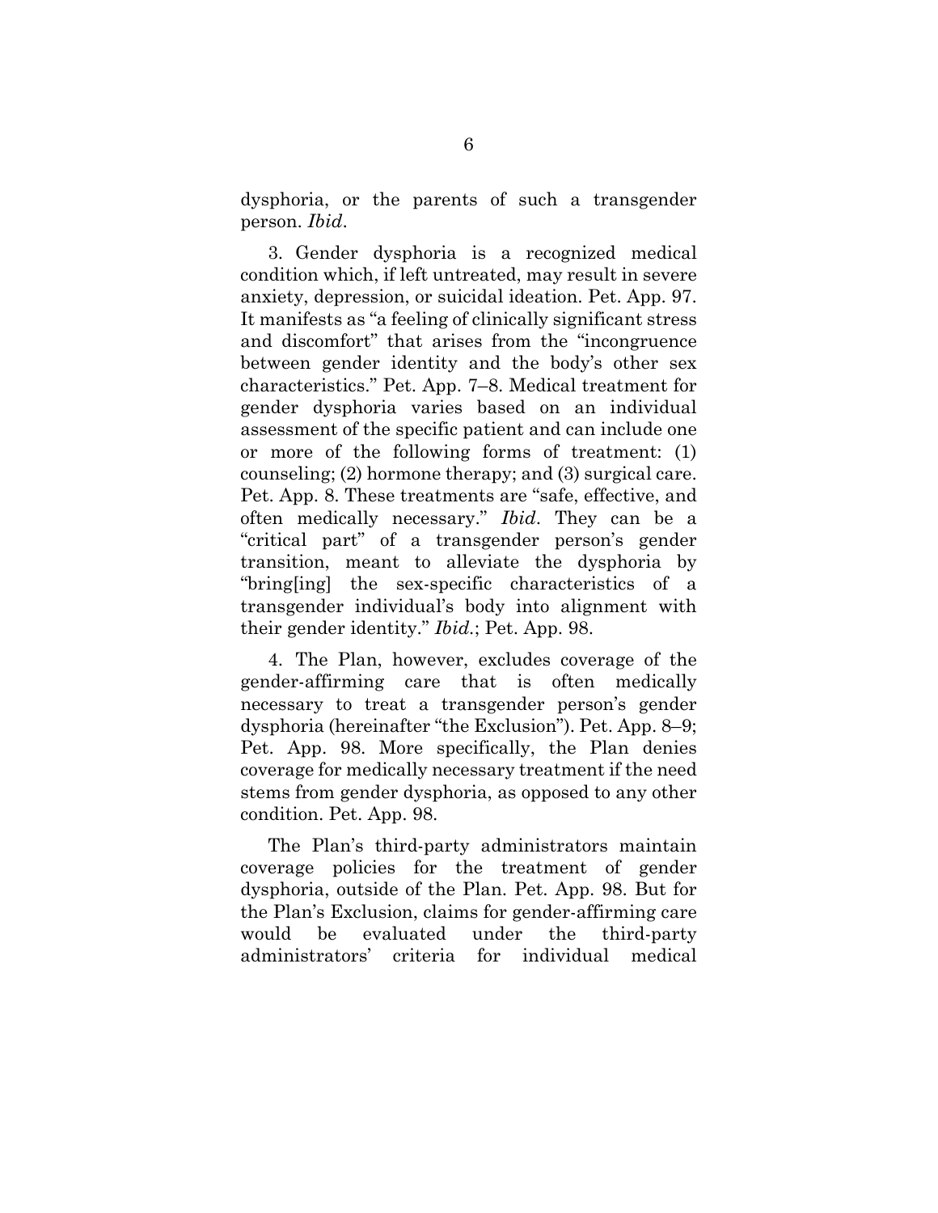dysphoria, or the parents of such a transgender person. *Ibid*.

3. Gender dysphoria is a recognized medical condition which, if left untreated, may result in severe anxiety, depression, or suicidal ideation. Pet. App. 97. It manifests as "a feeling of clinically significant stress and discomfort" that arises from the "incongruence between gender identity and the body's other sex characteristics." Pet. App. 7–8. Medical treatment for gender dysphoria varies based on an individual assessment of the specific patient and can include one or more of the following forms of treatment: (1) counseling; (2) hormone therapy; and (3) surgical care. Pet. App. 8. These treatments are "safe, effective, and often medically necessary." *Ibid*. They can be a "critical part" of a transgender person's gender transition, meant to alleviate the dysphoria by "bring[ing] the sex-specific characteristics of a transgender individual's body into alignment with their gender identity." *Ibid*.; Pet. App. 98.

4. The Plan, however, excludes coverage of the gender-affirming care that is often medically necessary to treat a transgender person's gender dysphoria (hereinafter "the Exclusion"). Pet. App. 8–9; Pet. App. 98. More specifically, the Plan denies coverage for medically necessary treatment if the need stems from gender dysphoria, as opposed to any other condition. Pet. App. 98.

The Plan's third-party administrators maintain coverage policies for the treatment of gender dysphoria, outside of the Plan. Pet. App. 98. But for the Plan's Exclusion, claims for gender-affirming care would be evaluated under the third-party administrators' criteria for individual medical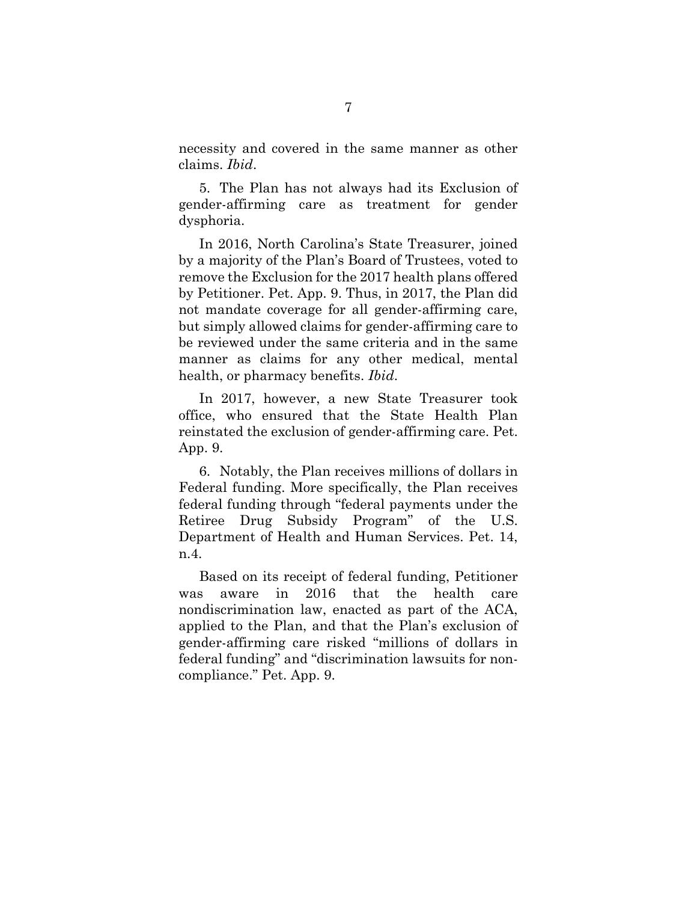necessity and covered in the same manner as other claims. *Ibid*.

5. The Plan has not always had its Exclusion of gender-affirming care as treatment for gender dysphoria.

In 2016, North Carolina's State Treasurer, joined by a majority of the Plan's Board of Trustees, voted to remove the Exclusion for the 2017 health plans offered by Petitioner. Pet. App. 9. Thus, in 2017, the Plan did not mandate coverage for all gender-affirming care, but simply allowed claims for gender-affirming care to be reviewed under the same criteria and in the same manner as claims for any other medical, mental health, or pharmacy benefits. *Ibid*.

In 2017, however, a new State Treasurer took office, who ensured that the State Health Plan reinstated the exclusion of gender-affirming care. Pet. App. 9.

6. Notably, the Plan receives millions of dollars in Federal funding. More specifically, the Plan receives federal funding through "federal payments under the Retiree Drug Subsidy Program" of the U.S. Department of Health and Human Services. Pet. 14, n.4.

Based on its receipt of federal funding, Petitioner was aware in 2016 that the health care nondiscrimination law, enacted as part of the ACA, applied to the Plan, and that the Plan's exclusion of gender-affirming care risked "millions of dollars in federal funding" and "discrimination lawsuits for non-compliance." Pet. App. 9.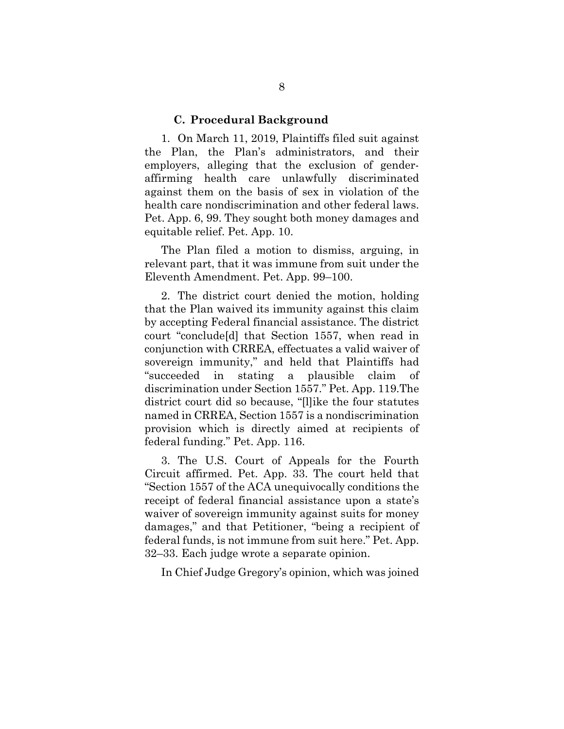### C. Procedural Background

1. On March 11, 2019, Plaintiffs filed suit against the Plan, the Plan's administrators, and their employers, alleging that the exclusion of gender-affirming health care unlawfully discriminated against them on the basis of sex in violation of the health care nondiscrimination and other federal laws. Pet. App. 6, 99. They sought both money damages and equitable relief. Pet. App. 10.

The Plan filed a motion to dismiss, arguing, in relevant part, that it was immune from suit under the Eleventh Amendment. Pet. App. 99–100.

2. The district court denied the motion, holding that the Plan waived its immunity against this claim by accepting Federal financial assistance. The district court "conclude[d] that Section 1557, when read in conjunction with CRREA, effectuates a valid waiver of sovereign immunity," and held that Plaintiffs had "succeeded in stating a plausible claim of discrimination under Section 1557." Pet. App. 119.The district court did so because, "[l]ike the four statutes named in CRREA, Section 1557 is a nondiscrimination provision which is directly aimed at recipients of federal funding." Pet. App. 116.

3. The U.S. Court of Appeals for the Fourth Circuit affirmed. Pet. App. 33. The court held that "Section 1557 of the ACA unequivocally conditions the receipt of federal financial assistance upon a state's waiver of sovereign immunity against suits for money damages," and that Petitioner, "being a recipient of federal funds, is not immune from suit here." Pet. App. 32–33. Each judge wrote a separate opinion.

In Chief Judge Gregory's opinion, which was joined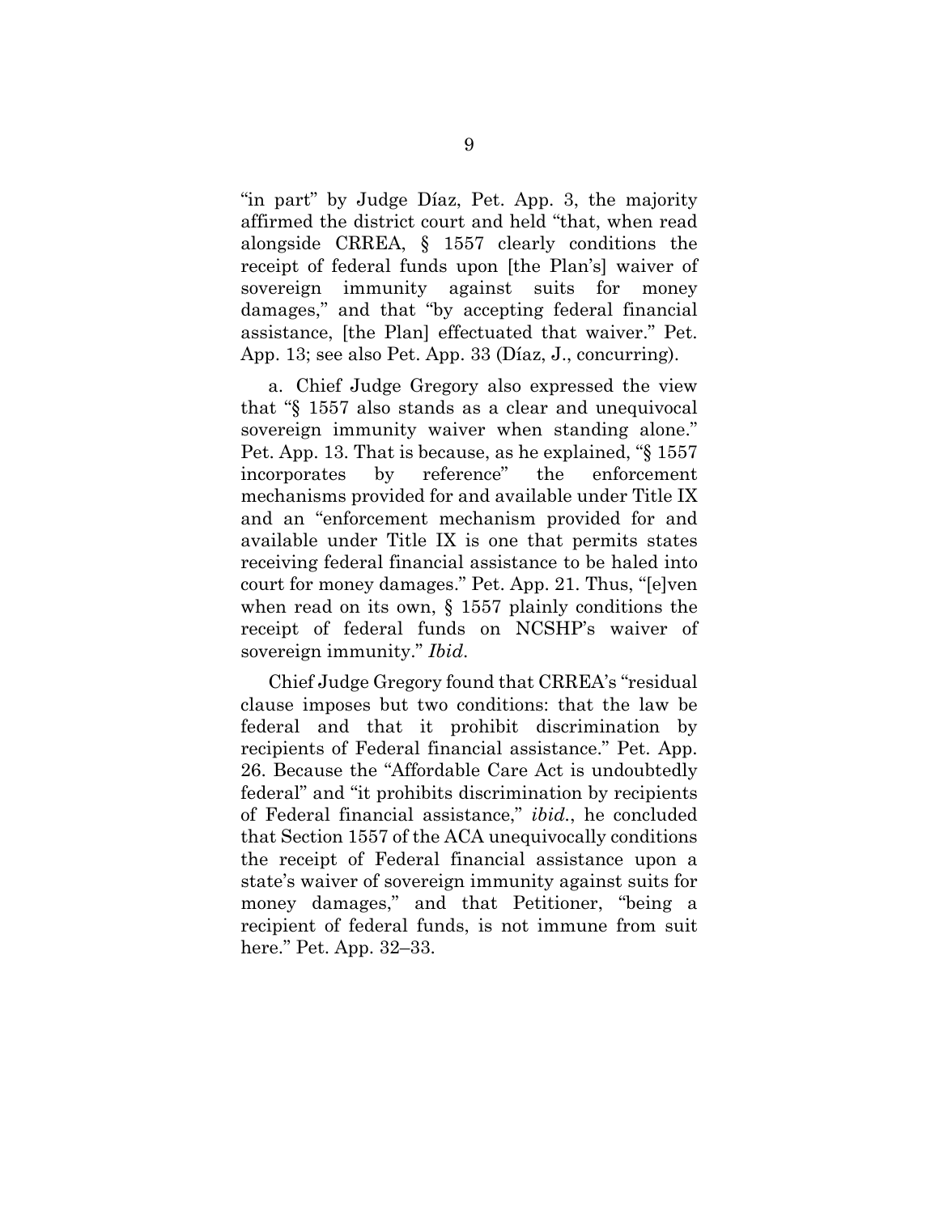"in part" by Judge Díaz, Pet. App. 3, the majority affirmed the district court and held "that, when read alongside CRREA, § 1557 clearly conditions the receipt of federal funds upon [the Plan's] waiver of sovereign immunity against suits for money damages," and that "by accepting federal financial assistance, [the Plan] effectuated that waiver." Pet. App. 13; see also Pet. App. 33 (Díaz, J., concurring).

a. Chief Judge Gregory also expressed the view that "§ 1557 also stands as a clear and unequivocal sovereign immunity waiver when standing alone." Pet. App. 13. That is because, as he explained, "§ 1557 incorporates by reference" the enforcement mechanisms provided for and available under Title IX and an "enforcement mechanism provided for and available under Title IX is one that permits states receiving federal financial assistance to be haled into court for money damages." Pet. App. 21. Thus, "[e]ven when read on its own, § 1557 plainly conditions the receipt of federal funds on NCSHP's waiver of sovereign immunity." *Ibid.*

Chief Judge Gregory found that CRREA's "residual clause imposes but two conditions: that the law be federal and that it prohibit discrimination by recipients of Federal financial assistance." Pet. App. 26. Because the "Affordable Care Act is undoubtedly federal" and "it prohibits discrimination by recipients of Federal financial assistance," *ibid.*, he concluded that Section 1557 of the ACA unequivocally conditions the receipt of Federal financial assistance upon a state's waiver of sovereign immunity against suits for money damages," and that Petitioner, "being a recipient of federal funds, is not immune from suit here." Pet. App. 32–33.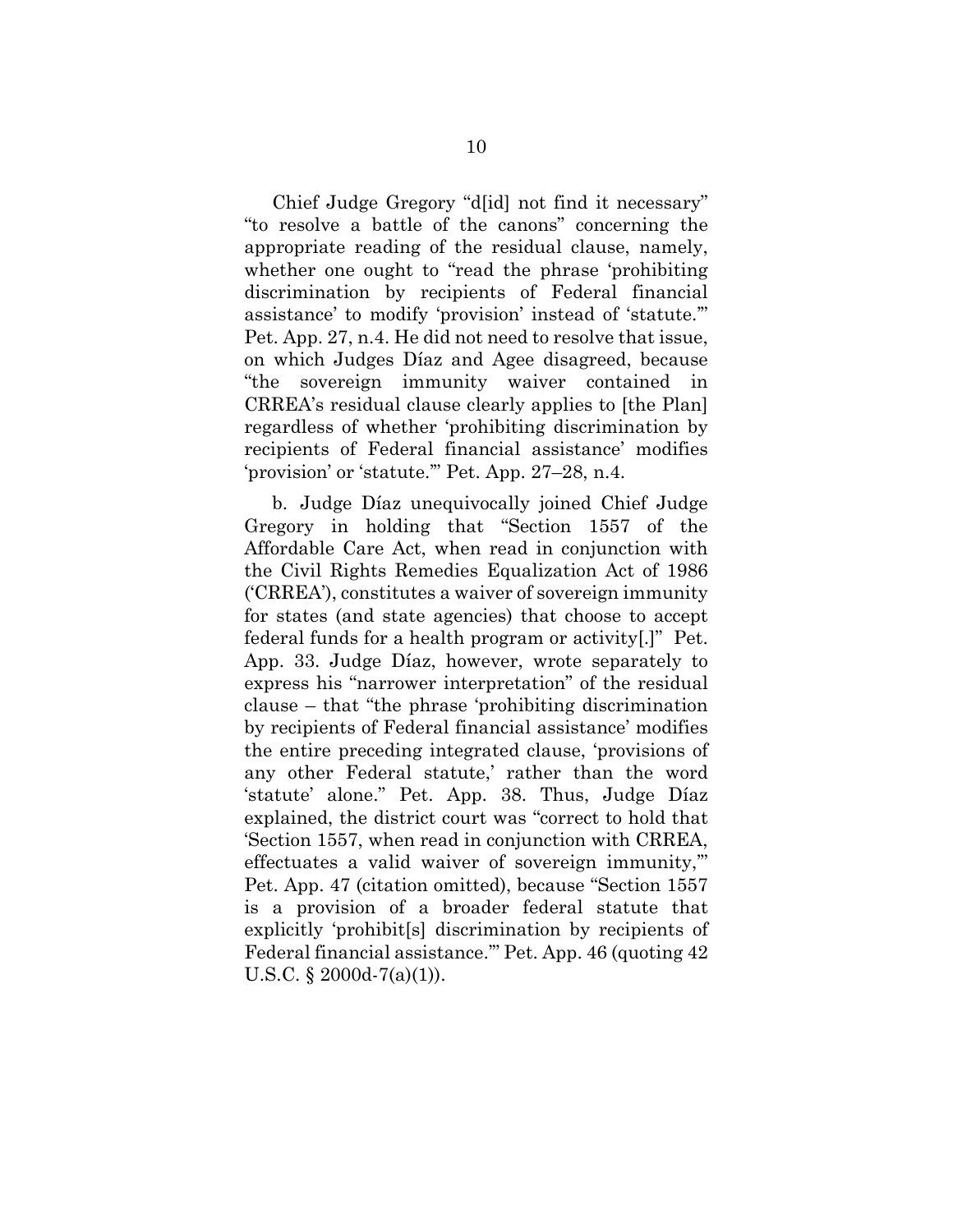Chief Judge Gregory "d[id] not find it necessary" "to resolve a battle of the canons" concerning the appropriate reading of the residual clause, namely, whether one ought to "read the phrase 'prohibiting discrimination by recipients of Federal financial assistance' to modify 'provision' instead of 'statute.'" Pet. App. 27, n.4. He did not need to resolve that issue, on which Judges Díaz and Agee disagreed, because "the sovereign immunity waiver contained in CRREA's residual clause clearly applies to [the Plan] regardless of whether 'prohibiting discrimination by recipients of Federal financial assistance' modifies 'provision' or 'statute.'" Pet. App. 27–28, n.4.

b. Judge Díaz unequivocally joined Chief Judge Gregory in holding that "Section 1557 of the Affordable Care Act, when read in conjunction with the Civil Rights Remedies Equalization Act of 1986 ('CRREA'), constitutes a waiver of sovereign immunity for states (and state agencies) that choose to accept federal funds for a health program or activity[.]" Pet. App. 33. Judge Díaz, however, wrote separately to express his "narrower interpretation" of the residual clause – that "the phrase 'prohibiting discrimination by recipients of Federal financial assistance' modifies the entire preceding integrated clause, 'provisions of any other Federal statute,' rather than the word 'statute' alone." Pet. App. 38. Thus, Judge Díaz explained, the district court was "correct to hold that 'Section 1557, when read in conjunction with CRREA, effectuates a valid waiver of sovereign immunity,'" Pet. App. 47 (citation omitted), because "Section 1557 is a provision of a broader federal statute that explicitly 'prohibit[s] discrimination by recipients of Federal financial assistance.'" Pet. App. 46 (quoting 42 U.S.C. § 2000d-7(a)(1)).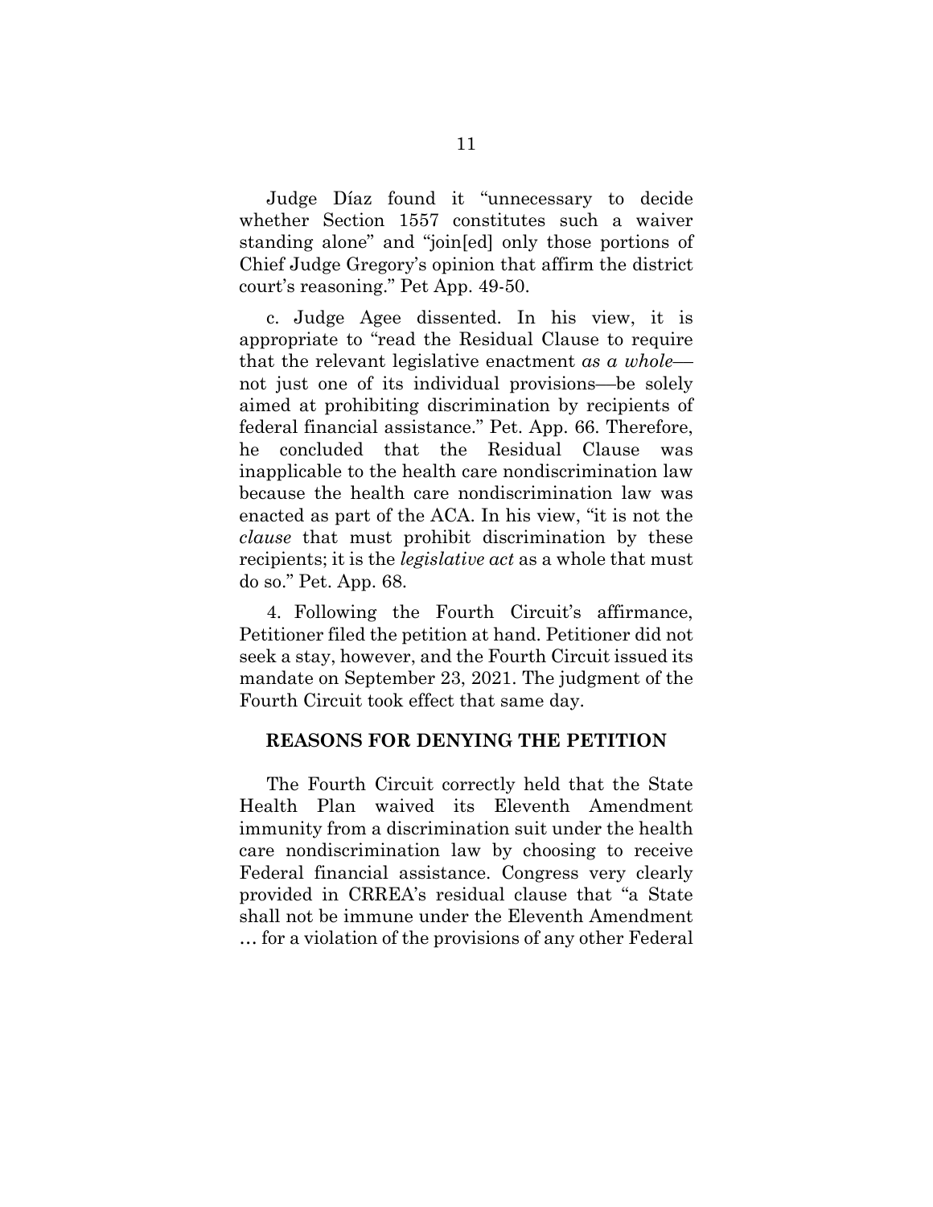Judge Díaz found it "unnecessary to decide whether Section 1557 constitutes such a waiver standing alone" and "join[ed] only those portions of Chief Judge Gregory's opinion that affirm the district court's reasoning." Pet App. 49-50.

c. Judge Agee dissented. In his view, it is appropriate to "read the Residual Clause to require that the relevant legislative enactment *as a whole*—not just one of its individual provisions—be solely aimed at prohibiting discrimination by recipients of federal financial assistance." Pet. App. 66. Therefore, he concluded that the Residual Clause was inapplicable to the health care nondiscrimination law because the health care nondiscrimination law was enacted as part of the ACA. In his view, "it is not the *clause* that must prohibit discrimination by these recipients; it is the *legislative act* as a whole that must do so." Pet. App. 68.

4. Following the Fourth Circuit's affirmance, Petitioner filed the petition at hand. Petitioner did not seek a stay, however, and the Fourth Circuit issued its mandate on September 23, 2021. The judgment of the Fourth Circuit took effect that same day.

## REASONS FOR DENYING THE PETITION

The Fourth Circuit correctly held that the State Health Plan waived its Eleventh Amendment immunity from a discrimination suit under the health care nondiscrimination law by choosing to receive Federal financial assistance. Congress very clearly provided in CRREA's residual clause that "a State shall not be immune under the Eleventh Amendment … for a violation of the provisions of any other Federal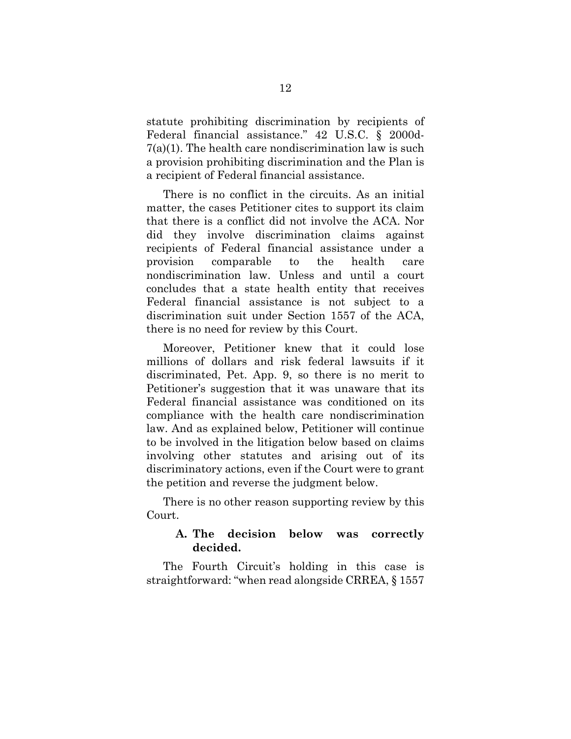statute prohibiting discrimination by recipients of Federal financial assistance." 42 U.S.C. § 2000d-7(a)(1). The health care nondiscrimination law is such a provision prohibiting discrimination and the Plan is a recipient of Federal financial assistance.

There is no conflict in the circuits. As an initial matter, the cases Petitioner cites to support its claim that there is a conflict did not involve the ACA. Nor did they involve discrimination claims against recipients of Federal financial assistance under a provision comparable to the health care nondiscrimination law. Unless and until a court concludes that a state health entity that receives Federal financial assistance is not subject to a discrimination suit under Section 1557 of the ACA, there is no need for review by this Court.

Moreover, Petitioner knew that it could lose millions of dollars and risk federal lawsuits if it discriminated, Pet. App. 9, so there is no merit to Petitioner's suggestion that it was unaware that its Federal financial assistance was conditioned on its compliance with the health care nondiscrimination law. And as explained below, Petitioner will continue to be involved in the litigation below based on claims involving other statutes and arising out of its discriminatory actions, even if the Court were to grant the petition and reverse the judgment below.

There is no other reason supporting review by this Court.

### A. The decision below was correctly decided.

The Fourth Circuit's holding in this case is straightforward: "when read alongside CRREA, § 1557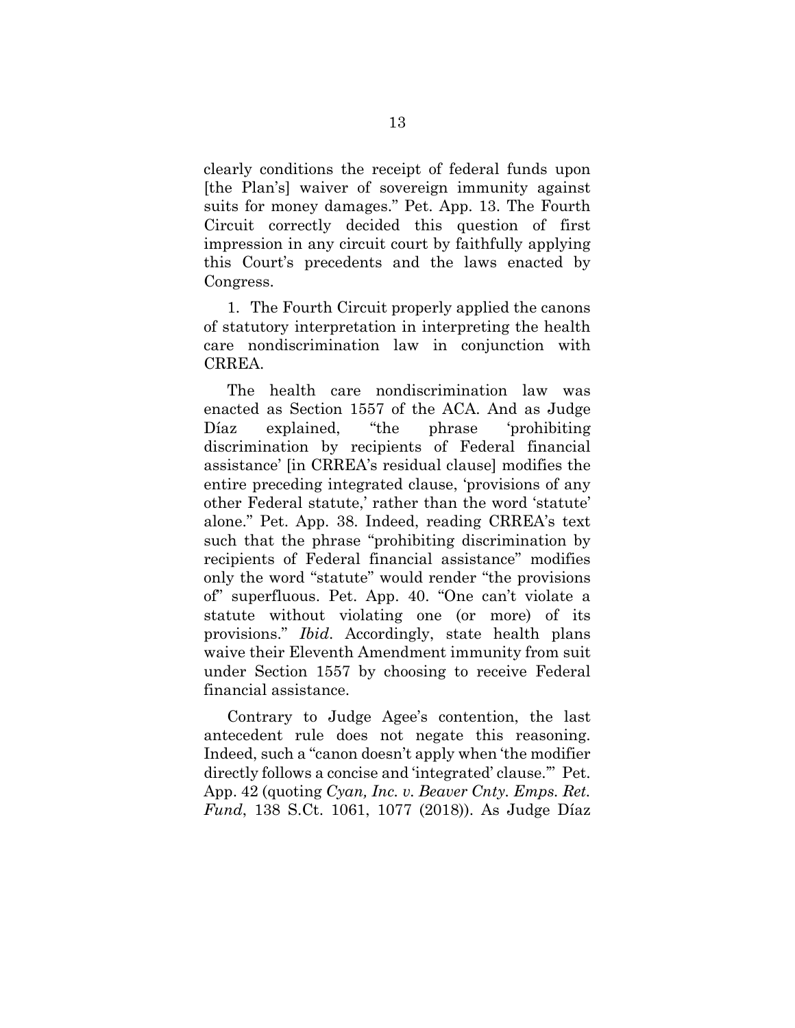clearly conditions the receipt of federal funds upon [the Plan's] waiver of sovereign immunity against suits for money damages." Pet. App. 13. The Fourth Circuit correctly decided this question of first impression in any circuit court by faithfully applying this Court's precedents and the laws enacted by Congress.

1. The Fourth Circuit properly applied the canons of statutory interpretation in interpreting the health care nondiscrimination law in conjunction with CRREA.

The health care nondiscrimination law was enacted as Section 1557 of the ACA. And as Judge Díaz explained, "the phrase 'prohibiting discrimination by recipients of Federal financial assistance' [in CRREA's residual clause] modifies the entire preceding integrated clause, 'provisions of any other Federal statute,' rather than the word 'statute' alone." Pet. App. 38. Indeed, reading CRREA's text such that the phrase "prohibiting discrimination by recipients of Federal financial assistance" modifies only the word "statute" would render "the provisions of" superfluous. Pet. App. 40. "One can't violate a statute without violating one (or more) of its provisions." *Ibid*. Accordingly, state health plans waive their Eleventh Amendment immunity from suit under Section 1557 by choosing to receive Federal financial assistance.

Contrary to Judge Agee's contention, the last antecedent rule does not negate this reasoning. Indeed, such a "canon doesn't apply when 'the modifier directly follows a concise and 'integrated' clause.'" Pet. App. 42 (quoting *Cyan, Inc. v. Beaver Cnty. Emps. Ret. Fund*, 138 S.Ct. 1061, 1077 (2018)). As Judge Díaz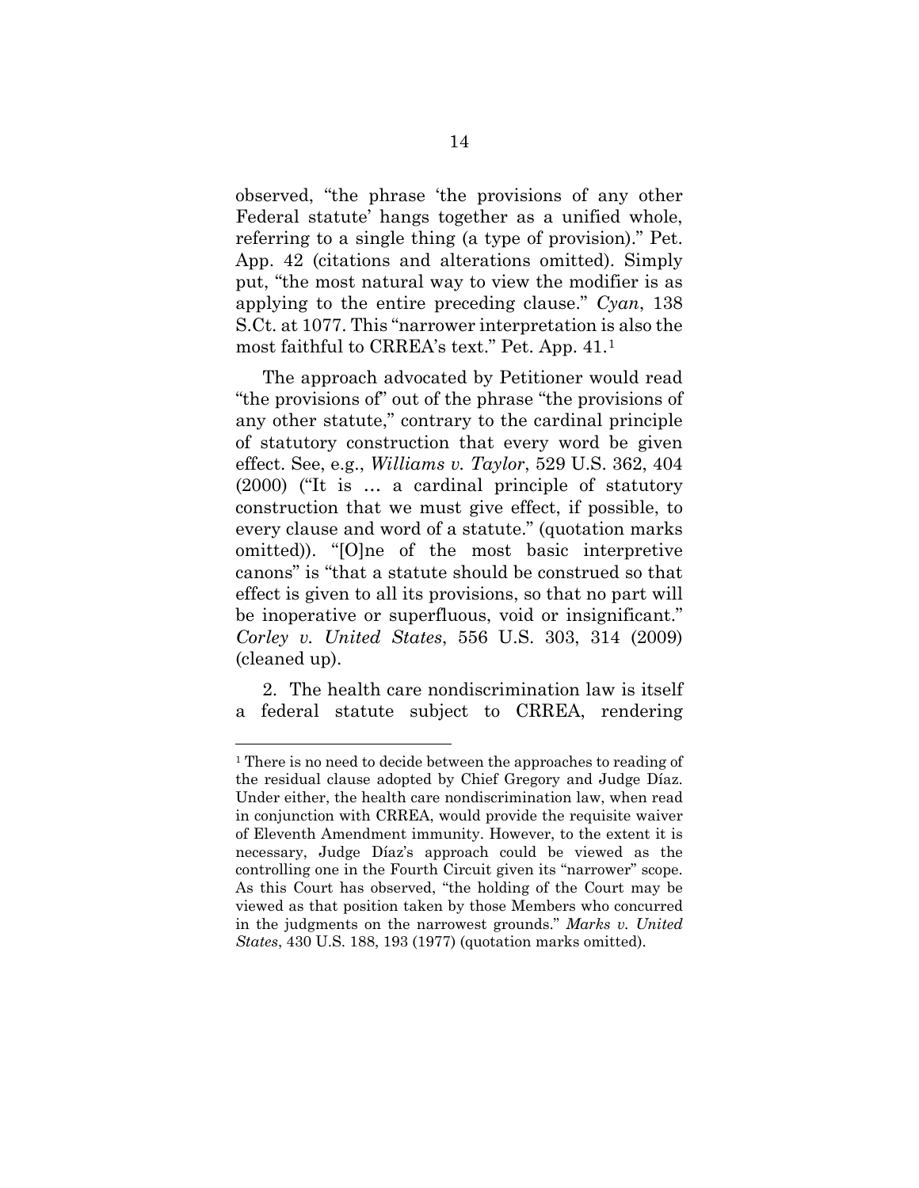observed, "the phrase 'the provisions of any other Federal statute' hangs together as a unified whole, referring to a single thing (a type of provision)." Pet. App. 42 (citations and alterations omitted). Simply put, "the most natural way to view the modifier is as applying to the entire preceding clause." *Cyan*, 138 S.Ct. at 1077. This "narrower interpretation is also the most faithful to CRREA's text." Pet. App. 41.[1]

The approach advocated by Petitioner would read "the provisions of" out of the phrase "the provisions of any other statute," contrary to the cardinal principle of statutory construction that every word be given effect. See, e.g., *Williams v. Taylor*, 529 U.S. 362, 404 (2000) ("It is … a cardinal principle of statutory construction that we must give effect, if possible, to every clause and word of a statute." (quotation marks omitted)). "[O]ne of the most basic interpretive canons" is "that a statute should be construed so that effect is given to all its provisions, so that no part will be inoperative or superfluous, void or insignificant." *Corley v. United States*, 556 U.S. 303, 314 (2009) (cleaned up).

2. The health care nondiscrimination law is itself a federal statute subject to CRREA, rendering

---

[1] There is no need to decide between the approaches to reading of the residual clause adopted by Chief Gregory and Judge Díaz. Under either, the health care nondiscrimination law, when read in conjunction with CRREA, would provide the requisite waiver of Eleventh Amendment immunity. However, to the extent it is necessary, Judge Díaz's approach could be viewed as the controlling one in the Fourth Circuit given its "narrower" scope. As this Court has observed, "the holding of the Court may be viewed as that position taken by those Members who concurred in the judgments on the narrowest grounds." *Marks v. United States*, 430 U.S. 188, 193 (1977) (quotation marks omitted).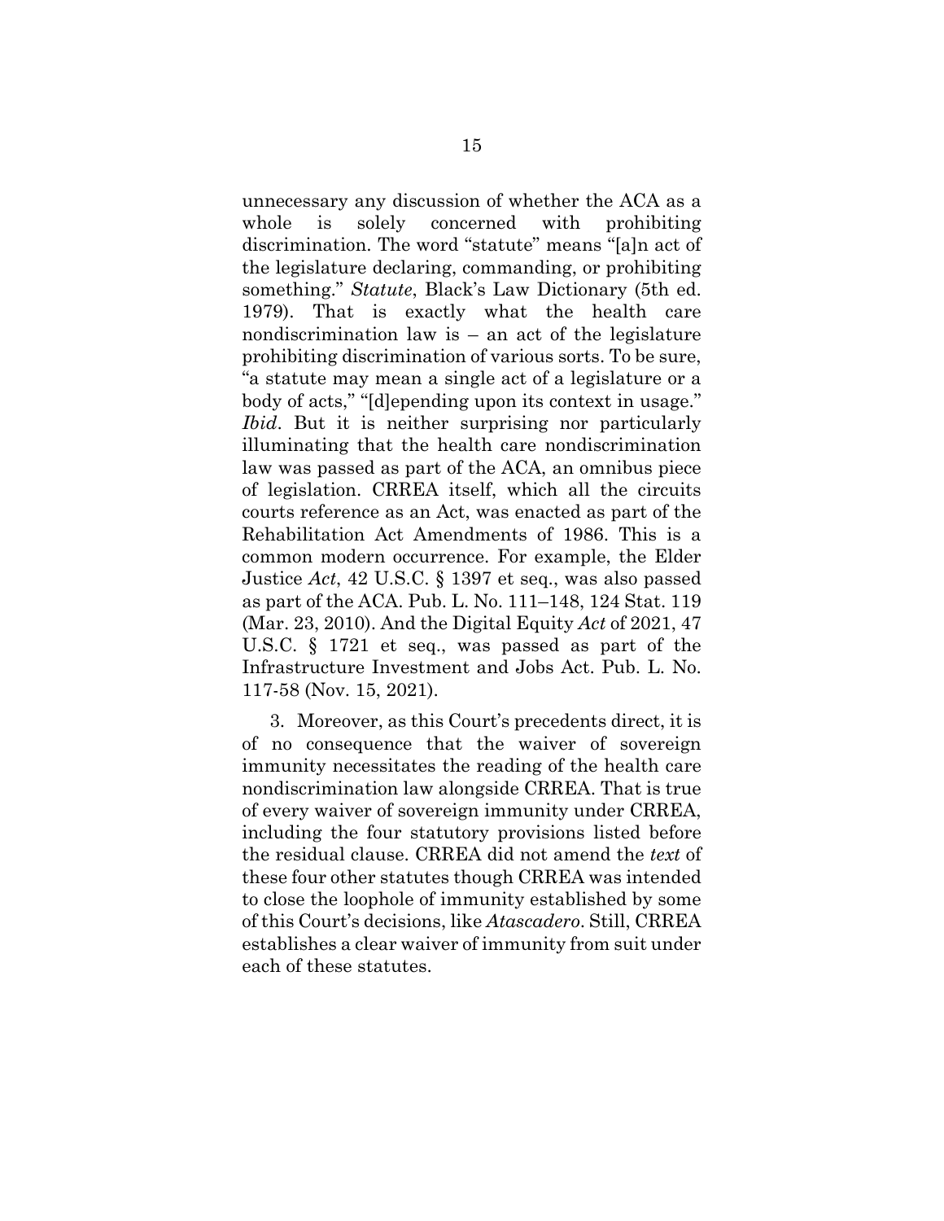unnecessary any discussion of whether the ACA as a whole is solely concerned with prohibiting discrimination. The word "statute" means "[a]n act of the legislature declaring, commanding, or prohibiting something." *Statute*, Black's Law Dictionary (5th ed. 1979). That is exactly what the health care nondiscrimination law is – an act of the legislature prohibiting discrimination of various sorts. To be sure, "a statute may mean a single act of a legislature or a body of acts," "[d]epending upon its context in usage." *Ibid*. But it is neither surprising nor particularly illuminating that the health care nondiscrimination law was passed as part of the ACA, an omnibus piece of legislation. CRREA itself, which all the circuits courts reference as an Act, was enacted as part of the Rehabilitation Act Amendments of 1986. This is a common modern occurrence. For example, the Elder Justice *Act*, 42 U.S.C. § 1397 et seq., was also passed as part of the ACA. Pub. L. No. 111–148, 124 Stat. 119 (Mar. 23, 2010). And the Digital Equity *Act* of 2021, 47 U.S.C. § 1721 et seq., was passed as part of the Infrastructure Investment and Jobs Act. Pub. L. No. 117-58 (Nov. 15, 2021).

3. Moreover, as this Court's precedents direct, it is of no consequence that the waiver of sovereign immunity necessitates the reading of the health care nondiscrimination law alongside CRREA. That is true of every waiver of sovereign immunity under CRREA, including the four statutory provisions listed before the residual clause. CRREA did not amend the *text* of these four other statutes though CRREA was intended to close the loophole of immunity established by some of this Court's decisions, like *Atascadero*. Still, CRREA establishes a clear waiver of immunity from suit under each of these statutes.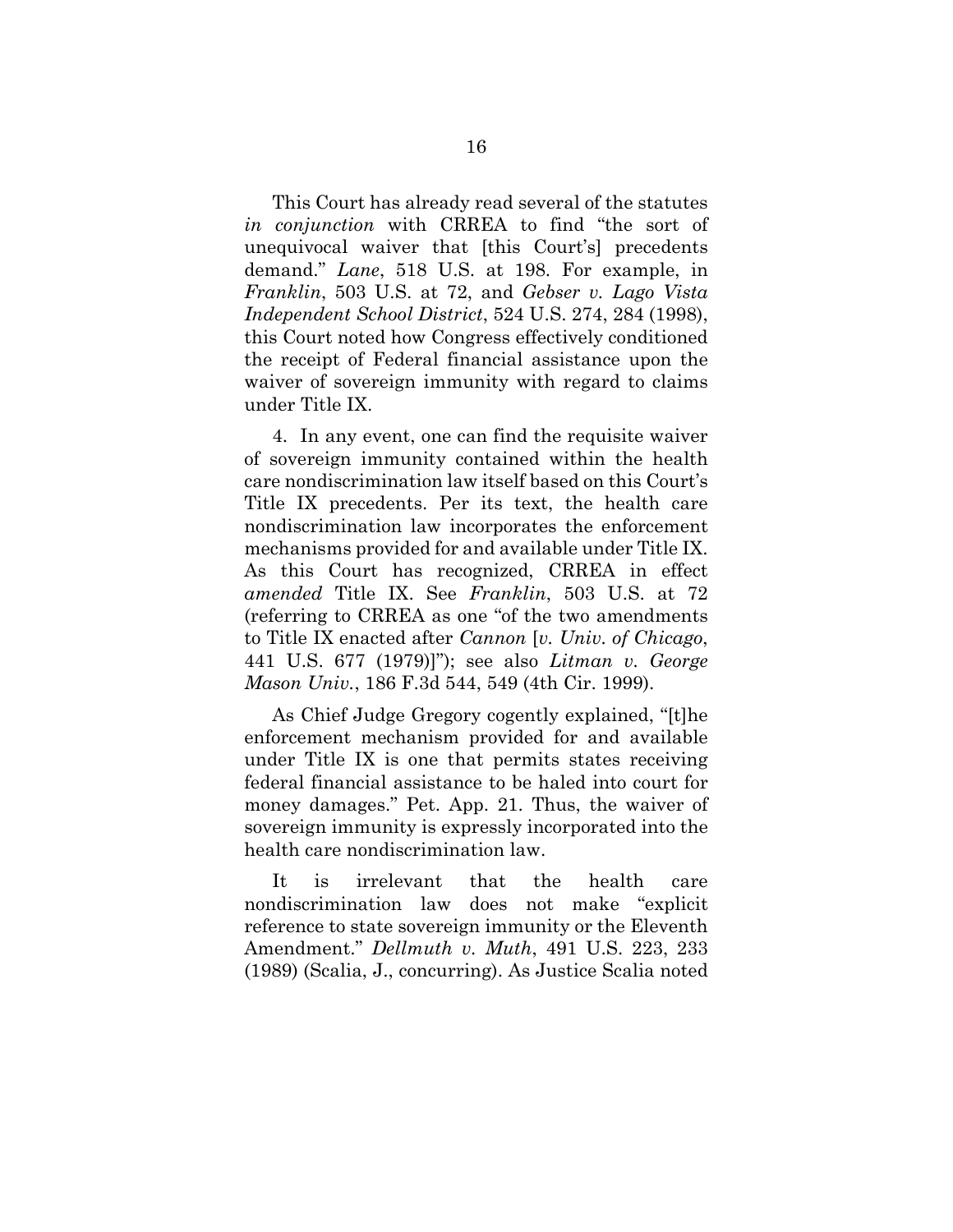This Court has already read several of the statutes *in conjunction* with CRREA to find "the sort of unequivocal waiver that [this Court's] precedents demand." *Lane*, 518 U.S. at 198. For example, in *Franklin*, 503 U.S. at 72, and *Gebser v. Lago Vista Independent School District*, 524 U.S. 274, 284 (1998), this Court noted how Congress effectively conditioned the receipt of Federal financial assistance upon the waiver of sovereign immunity with regard to claims under Title IX.

4. In any event, one can find the requisite waiver of sovereign immunity contained within the health care nondiscrimination law itself based on this Court's Title IX precedents. Per its text, the health care nondiscrimination law incorporates the enforcement mechanisms provided for and available under Title IX. As this Court has recognized, CRREA in effect *amended* Title IX. See *Franklin*, 503 U.S. at 72 (referring to CRREA as one "of the two amendments to Title IX enacted after *Cannon* [*v. Univ. of Chicago*, 441 U.S. 677 (1979)]"); see also *Litman v. George Mason Univ.*, 186 F.3d 544, 549 (4th Cir. 1999).

As Chief Judge Gregory cogently explained, "[t]he enforcement mechanism provided for and available under Title IX is one that permits states receiving federal financial assistance to be haled into court for money damages." Pet. App. 21. Thus, the waiver of sovereign immunity is expressly incorporated into the health care nondiscrimination law.

It is irrelevant that the health care nondiscrimination law does not make "explicit reference to state sovereign immunity or the Eleventh Amendment." *Dellmuth v. Muth*, 491 U.S. 223, 233 (1989) (Scalia, J., concurring). As Justice Scalia noted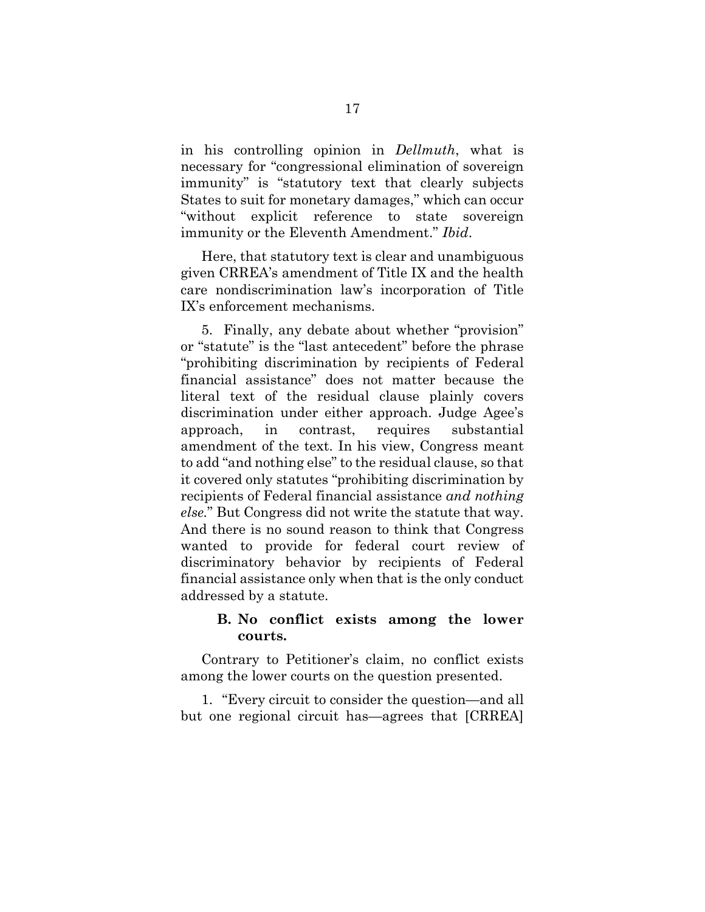in his controlling opinion in *Dellmuth*, what is necessary for "congressional elimination of sovereign immunity" is "statutory text that clearly subjects States to suit for monetary damages," which can occur "without explicit reference to state sovereign immunity or the Eleventh Amendment." *Ibid*.

Here, that statutory text is clear and unambiguous given CRREA's amendment of Title IX and the health care nondiscrimination law's incorporation of Title IX's enforcement mechanisms.

5. Finally, any debate about whether "provision" or "statute" is the "last antecedent" before the phrase "prohibiting discrimination by recipients of Federal financial assistance" does not matter because the literal text of the residual clause plainly covers discrimination under either approach. Judge Agee's approach, in contrast, requires substantial amendment of the text. In his view, Congress meant to add "and nothing else" to the residual clause, so that it covered only statutes "prohibiting discrimination by recipients of Federal financial assistance *and nothing else*." But Congress did not write the statute that way. And there is no sound reason to think that Congress wanted to provide for federal court review of discriminatory behavior by recipients of Federal financial assistance only when that is the only conduct addressed by a statute.

### B. No conflict exists among the lower courts.

Contrary to Petitioner's claim, no conflict exists among the lower courts on the question presented.

1. "Every circuit to consider the question—and all but one regional circuit has—agrees that [CRREA]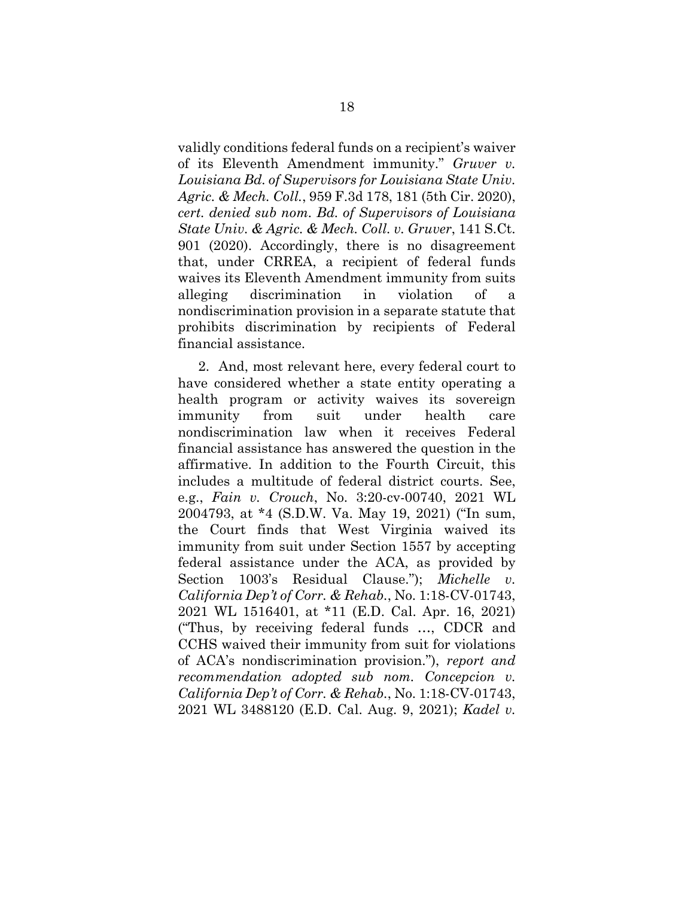validly conditions federal funds on a recipient's waiver of its Eleventh Amendment immunity." *Gruver v. Louisiana Bd. of Supervisors for Louisiana State Univ. Agric. & Mech. Coll.*, 959 F.3d 178, 181 (5th Cir. 2020), *cert. denied sub nom. Bd. of Supervisors of Louisiana State Univ. & Agric. & Mech. Coll. v. Gruver*, 141 S.Ct. 901 (2020). Accordingly, there is no disagreement that, under CRREA, a recipient of federal funds waives its Eleventh Amendment immunity from suits alleging discrimination in violation of a nondiscrimination provision in a separate statute that prohibits discrimination by recipients of Federal financial assistance.

2. And, most relevant here, every federal court to have considered whether a state entity operating a health program or activity waives its sovereign immunity from suit under health care nondiscrimination law when it receives Federal financial assistance has answered the question in the affirmative. In addition to the Fourth Circuit, this includes a multitude of federal district courts. See, e.g., *Fain v. Crouch*, No. 3:20-cv-00740, 2021 WL 2004793, at *4 (S.D.W. Va. May 19, 2021) ("In sum, the Court finds that West Virginia waived its immunity from suit under Section 1557 by accepting federal assistance under the ACA, as provided by Section 1003's Residual Clause."); *Michelle v. California Dep't of Corr. & Rehab.*, No. 1:18-CV-01743, 2021 WL 1516401, at *11 (E.D. Cal. Apr. 16, 2021) ("Thus, by receiving federal funds …, CDCR and CCHS waived their immunity from suit for violations of ACA's nondiscrimination provision."), *report and recommendation adopted sub nom. Concepcion v. California Dep't of Corr. & Rehab.*, No. 1:18-CV-01743, 2021 WL 3488120 (E.D. Cal. Aug. 9, 2021); *Kadel v.*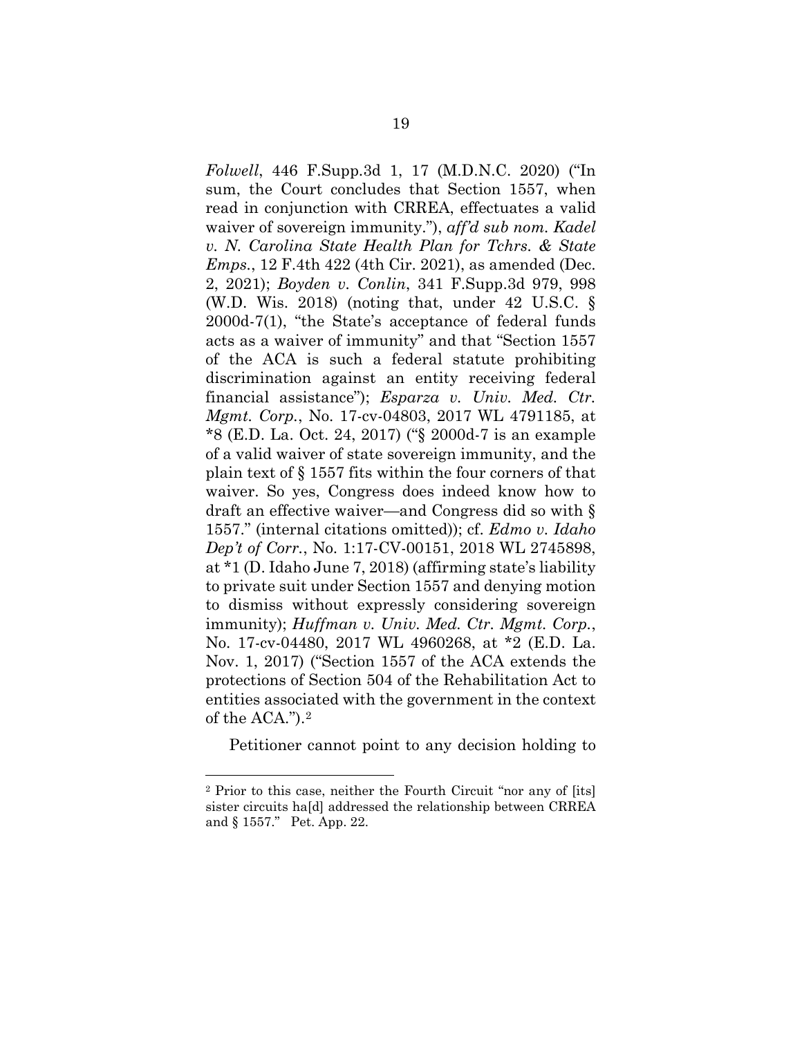*Folwell*, 446 F.Supp.3d 1, 17 (M.D.N.C. 2020) ("In sum, the Court concludes that Section 1557, when read in conjunction with CRREA, effectuates a valid waiver of sovereign immunity."), *aff'd sub nom. Kadel v. N. Carolina State Health Plan for Tchrs. & State Emps.*, 12 F.4th 422 (4th Cir. 2021), as amended (Dec. 2, 2021); *Boyden v. Conlin*, 341 F.Supp.3d 979, 998 (W.D. Wis. 2018) (noting that, under 42 U.S.C. § 2000d-7(1), "the State's acceptance of federal funds acts as a waiver of immunity" and that "Section 1557 of the ACA is such a federal statute prohibiting discrimination against an entity receiving federal financial assistance"); *Esparza v. Univ. Med. Ctr. Mgmt. Corp.*, No. 17-cv-04803, 2017 WL 4791185, at *8 (E.D. La. Oct. 24, 2017) ("§ 2000d-7 is an example of a valid waiver of state sovereign immunity, and the plain text of § 1557 fits within the four corners of that waiver. So yes, Congress does indeed know how to draft an effective waiver—and Congress did so with § 1557." (internal citations omitted)); cf. *Edmo v. Idaho Dep't of Corr.*, No. 1:17-CV-00151, 2018 WL 2745898, at *1 (D. Idaho June 7, 2018) (affirming state's liability to private suit under Section 1557 and denying motion to dismiss without expressly considering sovereign immunity); *Huffman v. Univ. Med. Ctr. Mgmt. Corp.*, No. 17-cv-04480, 2017 WL 4960268, at *2 (E.D. La. Nov. 1, 2017) ("Section 1557 of the ACA extends the protections of Section 504 of the Rehabilitation Act to entities associated with the government in the context of the ACA.").[2]

Petitioner cannot point to any decision holding to

---

[2] Prior to this case, neither the Fourth Circuit "nor any of [its] sister circuits ha[d] addressed the relationship between CRREA and § 1557." Pet. App. 22.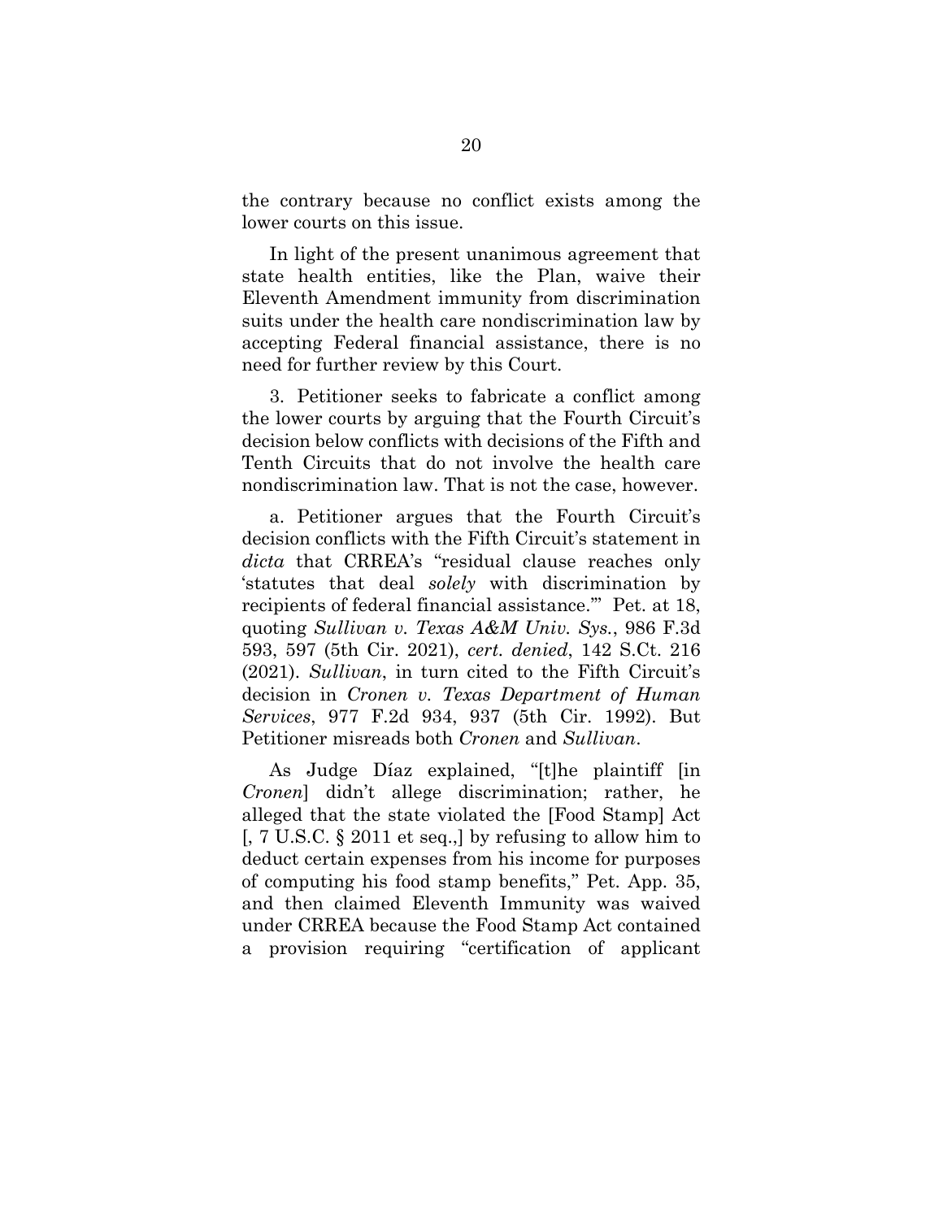the contrary because no conflict exists among the lower courts on this issue.

In light of the present unanimous agreement that state health entities, like the Plan, waive their Eleventh Amendment immunity from discrimination suits under the health care nondiscrimination law by accepting Federal financial assistance, there is no need for further review by this Court.

3. Petitioner seeks to fabricate a conflict among the lower courts by arguing that the Fourth Circuit's decision below conflicts with decisions of the Fifth and Tenth Circuits that do not involve the health care nondiscrimination law. That is not the case, however.

a. Petitioner argues that the Fourth Circuit's decision conflicts with the Fifth Circuit's statement in *dicta* that CRREA's "residual clause reaches only 'statutes that deal *solely* with discrimination by recipients of federal financial assistance.'" Pet. at 18, quoting *Sullivan v. Texas A&M Univ. Sys.*, 986 F.3d 593, 597 (5th Cir. 2021), *cert. denied*, 142 S.Ct. 216 (2021). *Sullivan*, in turn cited to the Fifth Circuit's decision in *Cronen v. Texas Department of Human Services*, 977 F.2d 934, 937 (5th Cir. 1992). But Petitioner misreads both *Cronen* and *Sullivan*.

As Judge Díaz explained, "[t]he plaintiff [in *Cronen*] didn't allege discrimination; rather, he alleged that the state violated the [Food Stamp] Act [, 7 U.S.C. § 2011 et seq.,] by refusing to allow him to deduct certain expenses from his income for purposes of computing his food stamp benefits," Pet. App. 35, and then claimed Eleventh Immunity was waived under CRREA because the Food Stamp Act contained a provision requiring "certification of applicant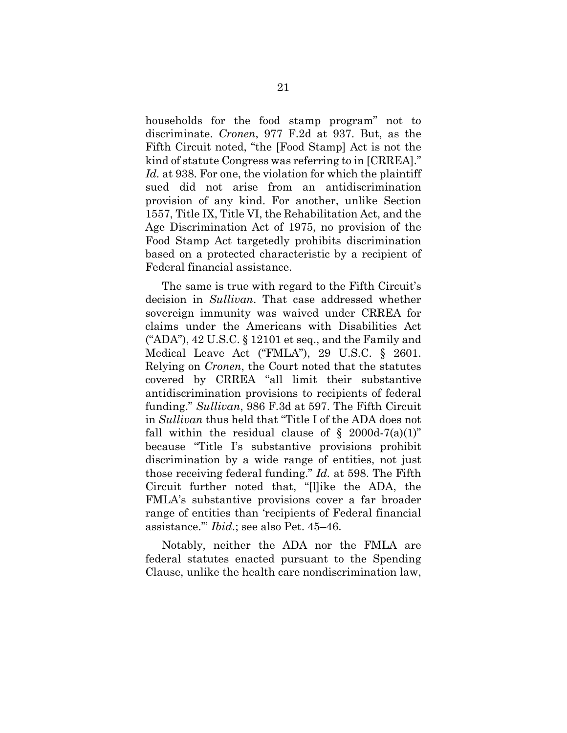households for the food stamp program" not to discriminate. *Cronen*, 977 F.2d at 937. But, as the Fifth Circuit noted, "the [Food Stamp] Act is not the kind of statute Congress was referring to in [CRREA]." *Id.* at 938. For one, the violation for which the plaintiff sued did not arise from an antidiscrimination provision of any kind. For another, unlike Section 1557, Title IX, Title VI, the Rehabilitation Act, and the Age Discrimination Act of 1975, no provision of the Food Stamp Act targetedly prohibits discrimination based on a protected characteristic by a recipient of Federal financial assistance.

The same is true with regard to the Fifth Circuit's decision in *Sullivan*. That case addressed whether sovereign immunity was waived under CRREA for claims under the Americans with Disabilities Act ("ADA"), 42 U.S.C. § 12101 et seq., and the Family and Medical Leave Act ("FMLA"), 29 U.S.C. § 2601. Relying on *Cronen*, the Court noted that the statutes covered by CRREA "all limit their substantive antidiscrimination provisions to recipients of federal funding." *Sullivan*, 986 F.3d at 597. The Fifth Circuit in *Sullivan* thus held that "Title I of the ADA does not fall within the residual clause of § 2000d-7(a)(1)" because "Title I's substantive provisions prohibit discrimination by a wide range of entities, not just those receiving federal funding." *Id.* at 598. The Fifth Circuit further noted that, "[l]ike the ADA, the FMLA's substantive provisions cover a far broader range of entities than 'recipients of Federal financial assistance.'" *Ibid.*; see also Pet. 45–46.

Notably, neither the ADA nor the FMLA are federal statutes enacted pursuant to the Spending Clause, unlike the health care nondiscrimination law,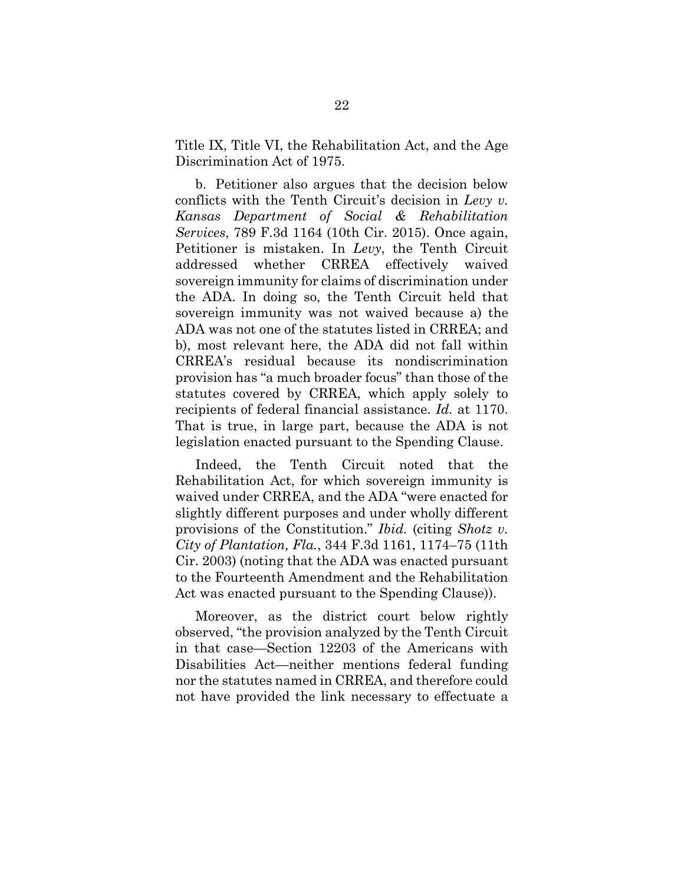Title IX, Title VI, the Rehabilitation Act, and the Age Discrimination Act of 1975.

b. Petitioner also argues that the decision below conflicts with the Tenth Circuit's decision in *Levy v. Kansas Department of Social & Rehabilitation Services*, 789 F.3d 1164 (10th Cir. 2015). Once again, Petitioner is mistaken. In *Levy*, the Tenth Circuit addressed whether CRREA effectively waived sovereign immunity for claims of discrimination under the ADA. In doing so, the Tenth Circuit held that sovereign immunity was not waived because a) the ADA was not one of the statutes listed in CRREA; and b), most relevant here, the ADA did not fall within CRREA's residual because its nondiscrimination provision has "a much broader focus" than those of the statutes covered by CRREA, which apply solely to recipients of federal financial assistance. *Id.* at 1170. That is true, in large part, because the ADA is not legislation enacted pursuant to the Spending Clause.

Indeed, the Tenth Circuit noted that the Rehabilitation Act, for which sovereign immunity is waived under CRREA, and the ADA "were enacted for slightly different purposes and under wholly different provisions of the Constitution." *Ibid.* (citing *Shotz v. City of Plantation, Fla.*, 344 F.3d 1161, 1174–75 (11th Cir. 2003) (noting that the ADA was enacted pursuant to the Fourteenth Amendment and the Rehabilitation Act was enacted pursuant to the Spending Clause)).

Moreover, as the district court below rightly observed, "the provision analyzed by the Tenth Circuit in that case—Section 12203 of the Americans with Disabilities Act—neither mentions federal funding nor the statutes named in CRREA, and therefore could not have provided the link necessary to effectuate a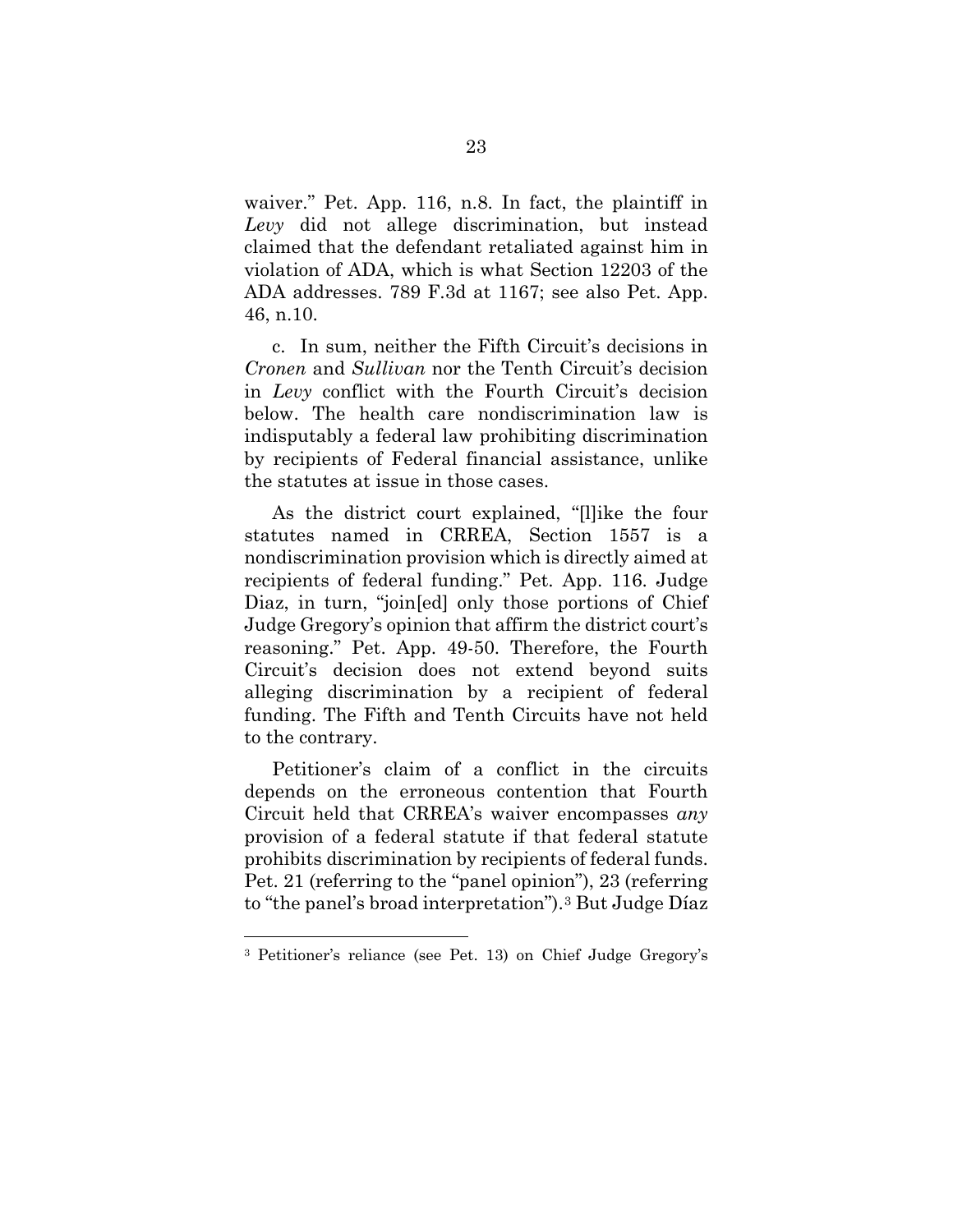waiver." Pet. App. 116, n.8. In fact, the plaintiff in *Levy* did not allege discrimination, but instead claimed that the defendant retaliated against him in violation of ADA, which is what Section 12203 of the ADA addresses. 789 F.3d at 1167; see also Pet. App. 46, n.10.

c. In sum, neither the Fifth Circuit's decisions in *Cronen* and *Sullivan* nor the Tenth Circuit's decision in *Levy* conflict with the Fourth Circuit's decision below. The health care nondiscrimination law is indisputably a federal law prohibiting discrimination by recipients of Federal financial assistance, unlike the statutes at issue in those cases.

As the district court explained, "[l]ike the four statutes named in CRREA, Section 1557 is a nondiscrimination provision which is directly aimed at recipients of federal funding." Pet. App. 116. Judge Diaz, in turn, "join[ed] only those portions of Chief Judge Gregory's opinion that affirm the district court's reasoning." Pet. App. 49-50. Therefore, the Fourth Circuit's decision does not extend beyond suits alleging discrimination by a recipient of federal funding. The Fifth and Tenth Circuits have not held to the contrary.

Petitioner's claim of a conflict in the circuits depends on the erroneous contention that Fourth Circuit held that CRREA's waiver encompasses *any* provision of a federal statute if that federal statute prohibits discrimination by recipients of federal funds. Pet. 21 (referring to the "panel opinion"), 23 (referring to "the panel's broad interpretation").[3] But Judge Díaz

[3] Petitioner's reliance (see Pet. 13) on Chief Judge Gregory's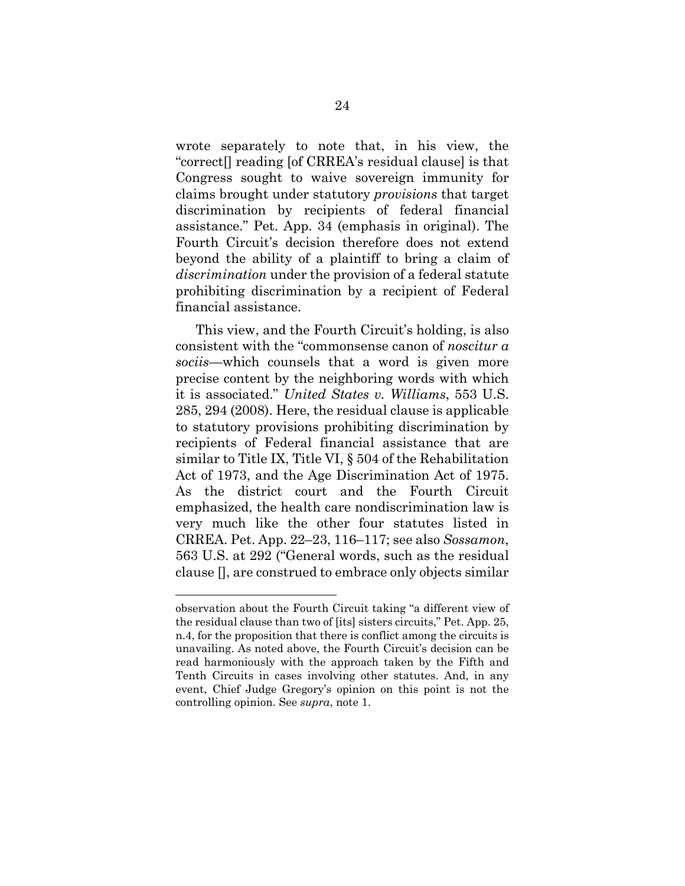wrote separately to note that, in his view, the "correct[] reading [of CRREA's residual clause] is that Congress sought to waive sovereign immunity for claims brought under statutory *provisions* that target discrimination by recipients of federal financial assistance." Pet. App. 34 (emphasis in original). The Fourth Circuit's decision therefore does not extend beyond the ability of a plaintiff to bring a claim of *discrimination* under the provision of a federal statute prohibiting discrimination by a recipient of Federal financial assistance.

This view, and the Fourth Circuit's holding, is also consistent with the "commonsense canon of *noscitur a sociis*—which counsels that a word is given more precise content by the neighboring words with which it is associated." *United States v. Williams*, 553 U.S. 285, 294 (2008). Here, the residual clause is applicable to statutory provisions prohibiting discrimination by recipients of Federal financial assistance that are similar to Title IX, Title VI, § 504 of the Rehabilitation Act of 1973, and the Age Discrimination Act of 1975. As the district court and the Fourth Circuit emphasized, the health care nondiscrimination law is very much like the other four statutes listed in CRREA. Pet. App. 22–23, 116–117; see also *Sossamon*, 563 U.S. at 292 ("General words, such as the residual clause [], are construed to embrace only objects similar

---

observation about the Fourth Circuit taking "a different view of the residual clause than two of [its] sisters circuits," Pet. App. 25, n.4, for the proposition that there is conflict among the circuits is unavailing. As noted above, the Fourth Circuit's decision can be read harmoniously with the approach taken by the Fifth and Tenth Circuits in cases involving other statutes. And, in any event, Chief Judge Gregory's opinion on this point is not the controlling opinion. See *supra*, note 1.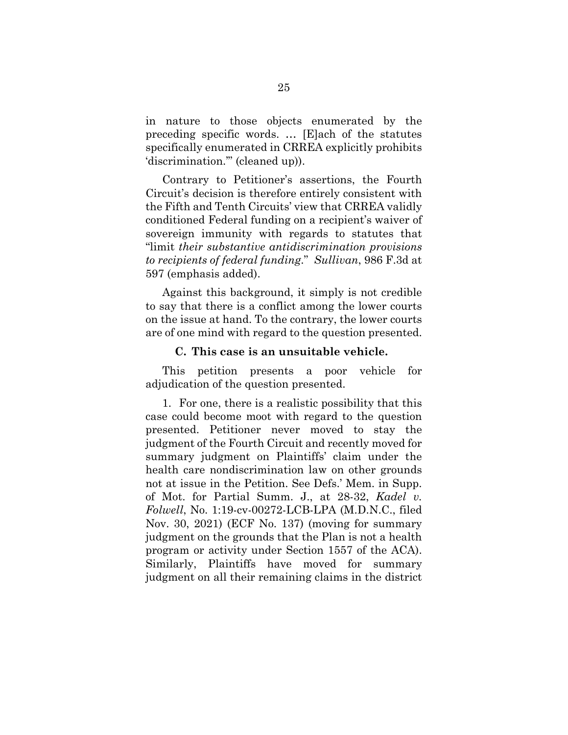in nature to those objects enumerated by the preceding specific words. … [E]ach of the statutes specifically enumerated in CRREA explicitly prohibits 'discrimination.'" (cleaned up)).

Contrary to Petitioner's assertions, the Fourth Circuit's decision is therefore entirely consistent with the Fifth and Tenth Circuits' view that CRREA validly conditioned Federal funding on a recipient's waiver of sovereign immunity with regards to statutes that "limit *their substantive antidiscrimination provisions to recipients of federal funding*." *Sullivan*, 986 F.3d at 597 (emphasis added).

Against this background, it simply is not credible to say that there is a conflict among the lower courts on the issue at hand. To the contrary, the lower courts are of one mind with regard to the question presented.

### C. This case is an unsuitable vehicle.

This petition presents a poor vehicle for adjudication of the question presented.

1. For one, there is a realistic possibility that this case could become moot with regard to the question presented. Petitioner never moved to stay the judgment of the Fourth Circuit and recently moved for summary judgment on Plaintiffs' claim under the health care nondiscrimination law on other grounds not at issue in the Petition. See Defs.' Mem. in Supp. of Mot. for Partial Summ. J., at 28-32, *Kadel v. Folwell*, No. 1:19-cv-00272-LCB-LPA (M.D.N.C., filed Nov. 30, 2021) (ECF No. 137) (moving for summary judgment on the grounds that the Plan is not a health program or activity under Section 1557 of the ACA). Similarly, Plaintiffs have moved for summary judgment on all their remaining claims in the district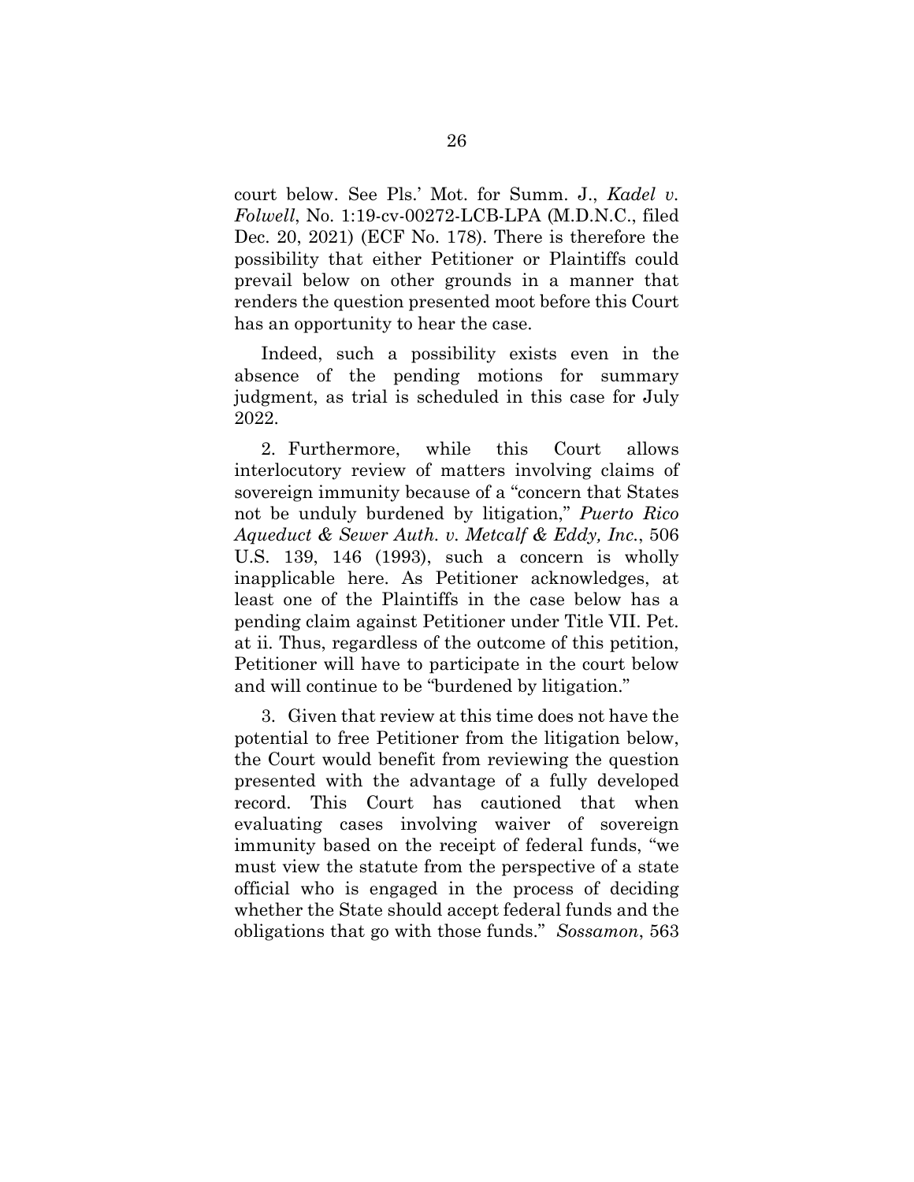court below. See Pls.' Mot. for Summ. J., *Kadel v. Folwell*, No. 1:19-cv-00272-LCB-LPA (M.D.N.C., filed Dec. 20, 2021) (ECF No. 178). There is therefore the possibility that either Petitioner or Plaintiffs could prevail below on other grounds in a manner that renders the question presented moot before this Court has an opportunity to hear the case.

Indeed, such a possibility exists even in the absence of the pending motions for summary judgment, as trial is scheduled in this case for July 2022.

2. Furthermore, while this Court allows interlocutory review of matters involving claims of sovereign immunity because of a "concern that States not be unduly burdened by litigation," *Puerto Rico Aqueduct & Sewer Auth. v. Metcalf & Eddy, Inc.*, 506 U.S. 139, 146 (1993), such a concern is wholly inapplicable here. As Petitioner acknowledges, at least one of the Plaintiffs in the case below has a pending claim against Petitioner under Title VII. Pet. at ii. Thus, regardless of the outcome of this petition, Petitioner will have to participate in the court below and will continue to be "burdened by litigation."

3. Given that review at this time does not have the potential to free Petitioner from the litigation below, the Court would benefit from reviewing the question presented with the advantage of a fully developed record. This Court has cautioned that when evaluating cases involving waiver of sovereign immunity based on the receipt of federal funds, "we must view the statute from the perspective of a state official who is engaged in the process of deciding whether the State should accept federal funds and the obligations that go with those funds." *Sossamon*, 563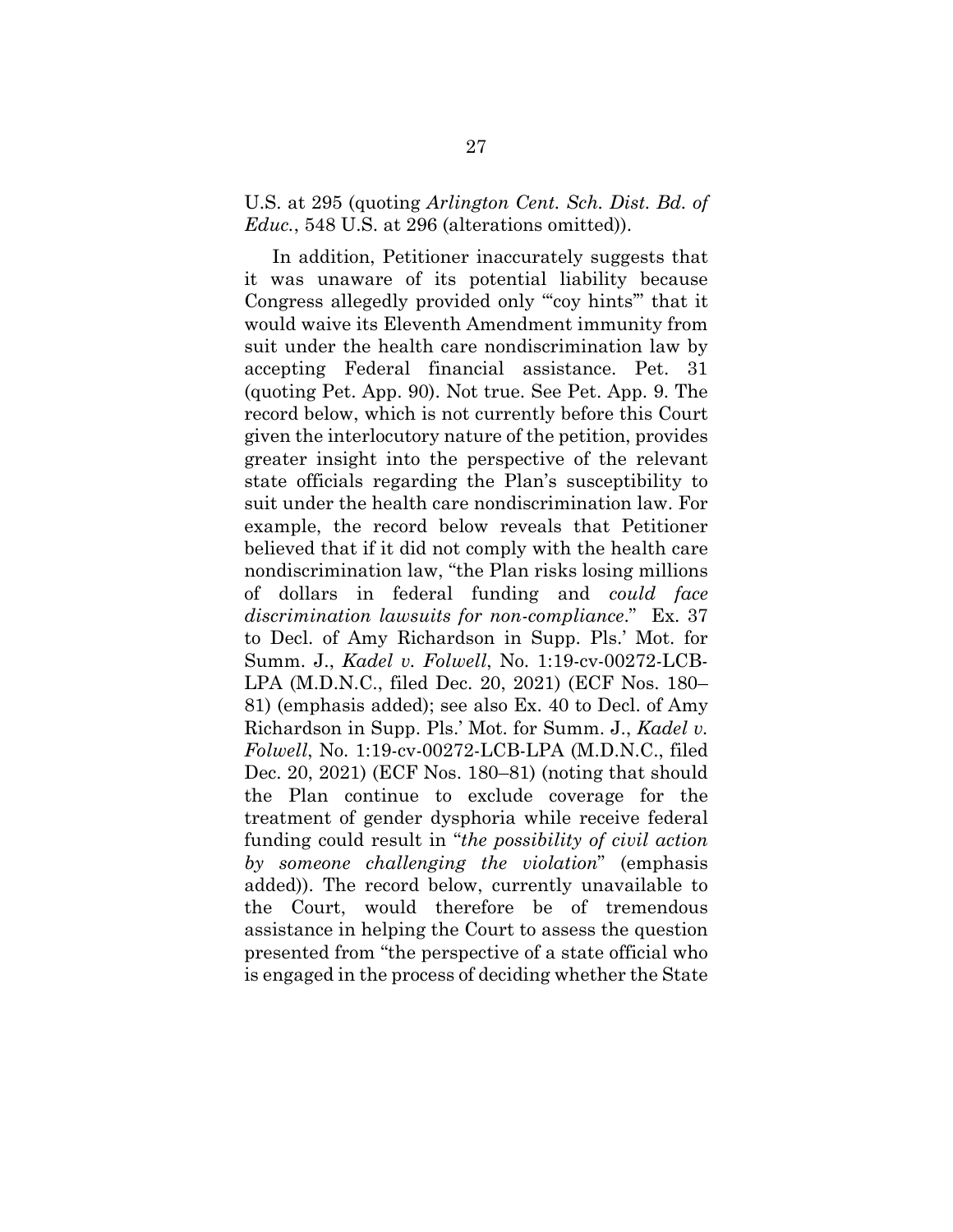U.S. at 295 (quoting *Arlington Cent. Sch. Dist. Bd. of Educ.*, 548 U.S. at 296 (alterations omitted)).

In addition, Petitioner inaccurately suggests that it was unaware of its potential liability because Congress allegedly provided only "'coy hints'" that it would waive its Eleventh Amendment immunity from suit under the health care nondiscrimination law by accepting Federal financial assistance. Pet. 31 (quoting Pet. App. 90). Not true. See Pet. App. 9. The record below, which is not currently before this Court given the interlocutory nature of the petition, provides greater insight into the perspective of the relevant state officials regarding the Plan's susceptibility to suit under the health care nondiscrimination law. For example, the record below reveals that Petitioner believed that if it did not comply with the health care nondiscrimination law, "the Plan risks losing millions of dollars in federal funding and *could face discrimination lawsuits for non-compliance*." Ex. 37 to Decl. of Amy Richardson in Supp. Pls.' Mot. for Summ. J., *Kadel v. Folwell*, No. 1:19-cv-00272-LCB-LPA (M.D.N.C., filed Dec. 20, 2021) (ECF Nos. 180–81) (emphasis added); see also Ex. 40 to Decl. of Amy Richardson in Supp. Pls.' Mot. for Summ. J., *Kadel v. Folwell*, No. 1:19-cv-00272-LCB-LPA (M.D.N.C., filed Dec. 20, 2021) (ECF Nos. 180–81) (noting that should the Plan continue to exclude coverage for the treatment of gender dysphoria while receive federal funding could result in "*the possibility of civil action by someone challenging the violation*" (emphasis added)). The record below, currently unavailable to the Court, would therefore be of tremendous assistance in helping the Court to assess the question presented from "the perspective of a state official who is engaged in the process of deciding whether the State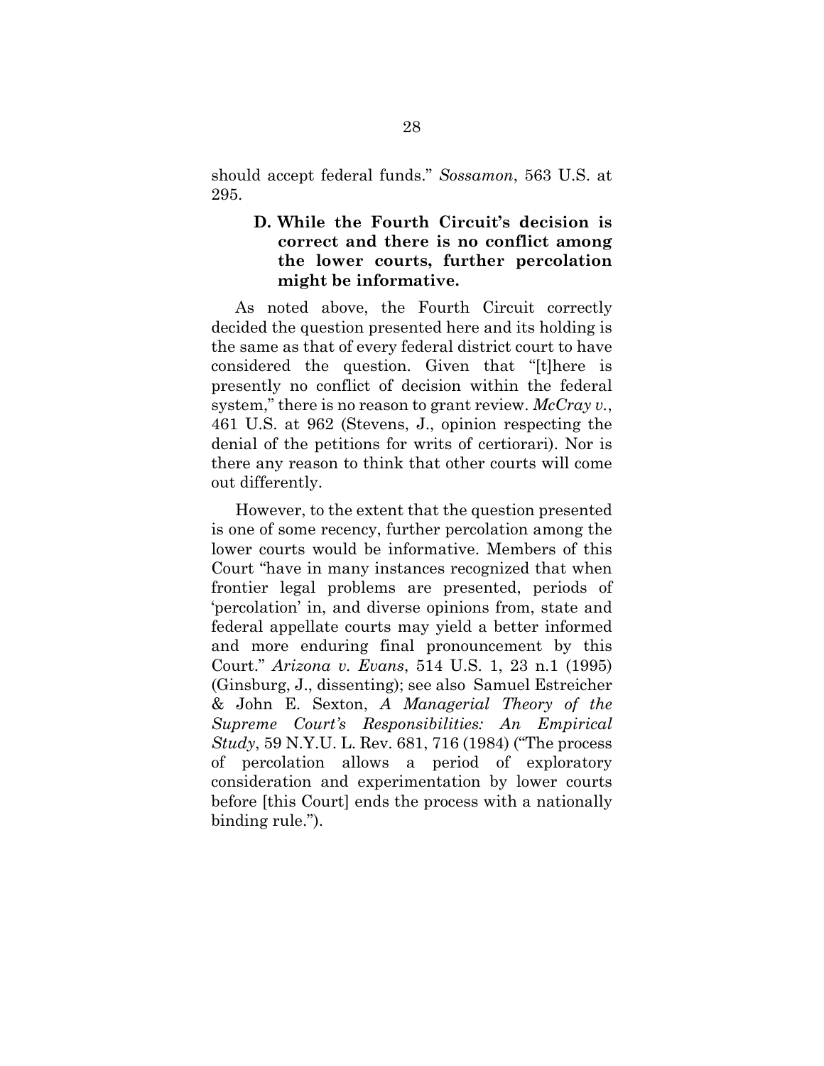should accept federal funds." *Sossamon*, 563 U.S. at 295.

### D. While the Fourth Circuit's decision is correct and there is no conflict among the lower courts, further percolation might be informative.

As noted above, the Fourth Circuit correctly decided the question presented here and its holding is the same as that of every federal district court to have considered the question. Given that "[t]here is presently no conflict of decision within the federal system," there is no reason to grant review. *McCray v.*, 461 U.S. at 962 (Stevens, J., opinion respecting the denial of the petitions for writs of certiorari). Nor is there any reason to think that other courts will come out differently.

However, to the extent that the question presented is one of some recency, further percolation among the lower courts would be informative. Members of this Court "have in many instances recognized that when frontier legal problems are presented, periods of 'percolation' in, and diverse opinions from, state and federal appellate courts may yield a better informed and more enduring final pronouncement by this Court." *Arizona v. Evans*, 514 U.S. 1, 23 n.1 (1995) (Ginsburg, J., dissenting); see also Samuel Estreicher & John E. Sexton, *A Managerial Theory of the Supreme Court's Responsibilities: An Empirical Study*, 59 N.Y.U. L. Rev. 681, 716 (1984) ("The process of percolation allows a period of exploratory consideration and experimentation by lower courts before [this Court] ends the process with a nationally binding rule.").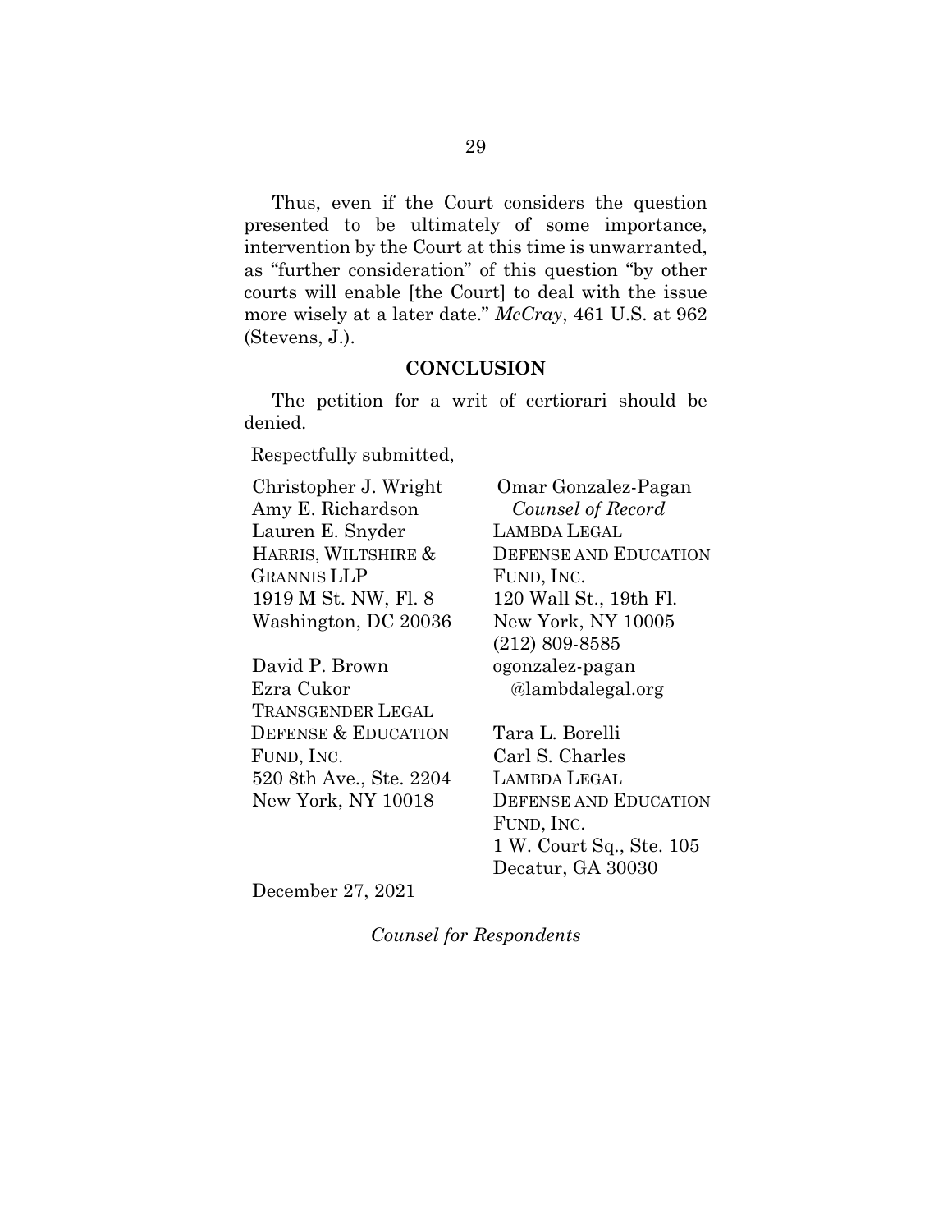Thus, even if the Court considers the question presented to be ultimately of some importance, intervention by the Court at this time is unwarranted, as "further consideration" of this question "by other courts will enable [the Court] to deal with the issue more wisely at a later date." *McCray*, 461 U.S. at 962 (Stevens, J.).

## CONCLUSION

The petition for a writ of certiorari should be denied.

Respectfully submitted,

Christopher J. Wright
Amy E. Richardson
Lauren E. Snyder
HARRIS, WILTSHIRE & GRANNIS LLP
1919 M St. NW, Fl. 8
Washington, DC 20036

David P. Brown
Ezra Cukor
TRANSGENDER LEGAL DEFENSE & EDUCATION FUND, INC.
520 8th Ave., Ste. 2204
New York, NY 10018

Omar Gonzalez-Pagan
*Counsel of Record*
LAMBDA LEGAL DEFENSE AND EDUCATION FUND, INC.
120 Wall St., 19th Fl.
New York, NY 10005
(212) 809-8585
ogonzalez-pagan@lambdalegal.org

Tara L. Borelli
Carl S. Charles
LAMBDA LEGAL DEFENSE AND EDUCATION FUND, INC.
1 W. Court Sq., Ste. 105
Decatur, GA 30030

December 27, 2021

*Counsel for Respondents*